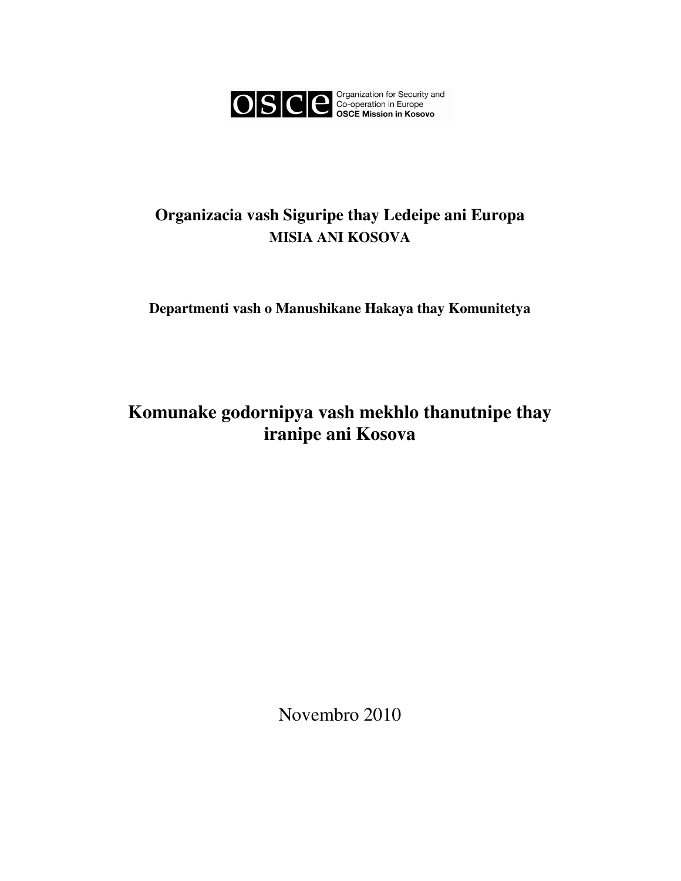Organization for Security and Co-operation in Europe
**OSCE Mission in Kosovo**

**Organizacia vash Siguripe thay Ledeipe ani Europa**
**MISIA ANI KOSOVA**

**Departmenti vash o Manushikane Hakaya thay Komunitetya**

# Komunake godornipya vash mekhlo thanutnipe thay iranipe ani Kosova

Novembro 2010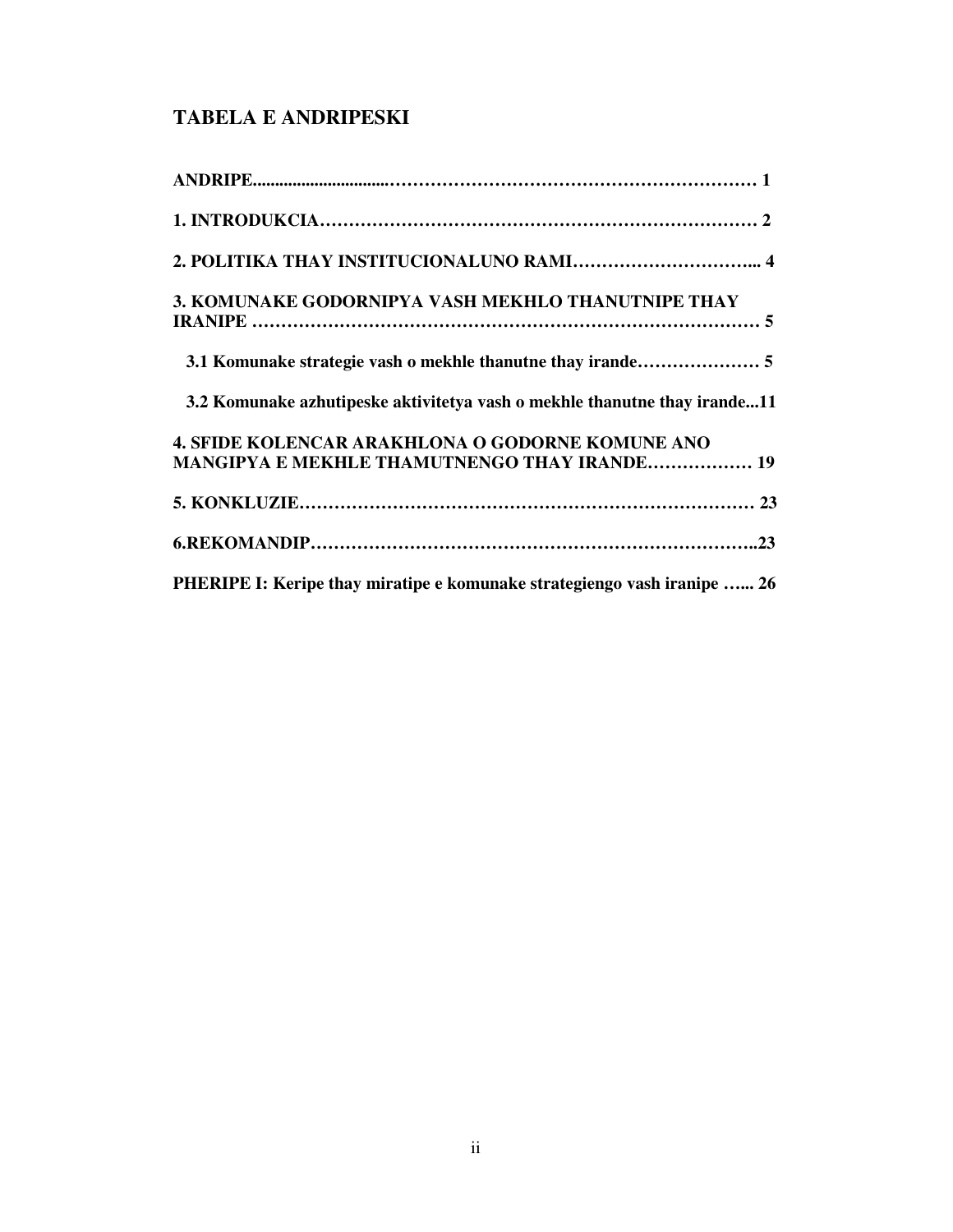## TABELA E ANDRIPESKI

**ANDRIPE................................…………………………………………………… 1**

**1. INTRODUKCIA………………………………………………………………… 2**

**2. POLITIKA THAY INSTITUCIONALUNO RAMI…………………………... 4**

**3. KOMUNAKE GODORNIPYA VASH MEKHLO THANUTNIPE THAY IRANIPE ……………………………………………………………………………… 5**

**3.1 Komunake strategie vash o mekhle thanutne thay irande………………… 5**

**3.2 Komunake azhutipeske aktivitetya vash o mekhle thanutne thay irande...11**

**4. SFIDE KOLENCAR ARAKHLONA O GODORNE KOMUNE ANO MANGIPYA E MEKHLE THAMUTNENGO THAY IRANDE……………… 19**

**5. KONKLUZIE…………………………………………………………………… 23**

**6.REKOMANDIP…………………………………………………………………..23**

**PHERIPE I: Keripe thay miratipe e komunake strategiengo vash iranipe …... 26**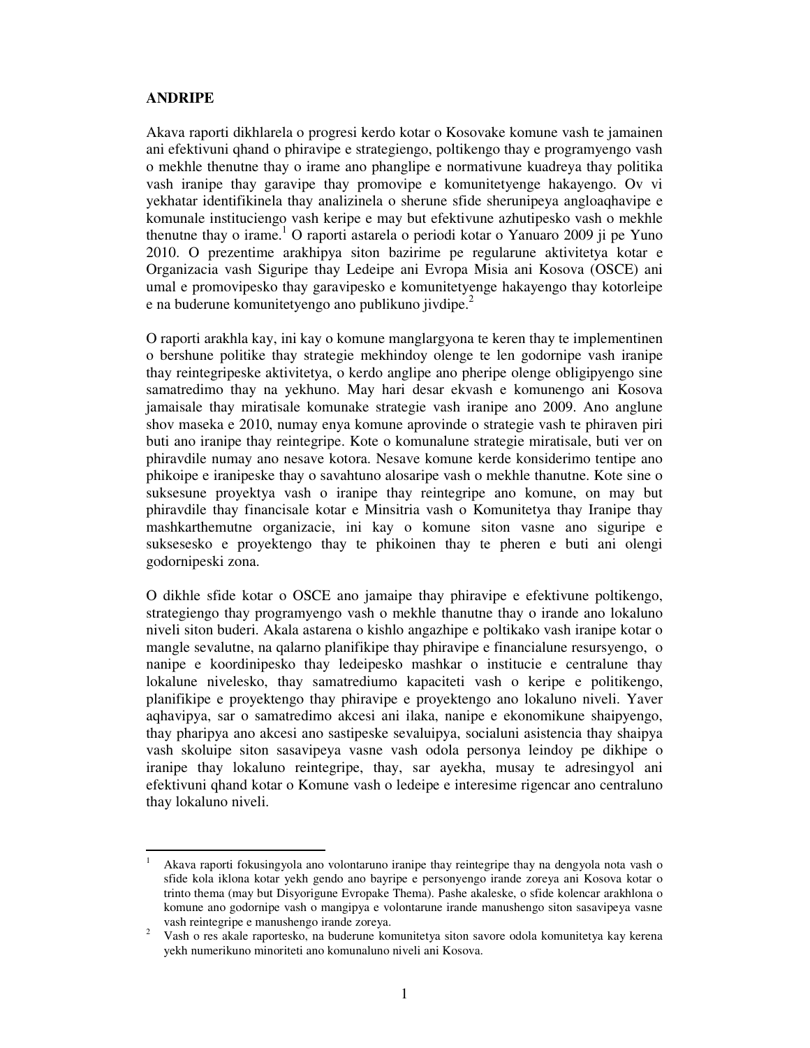## ANDRIPE

Akava raporti dikhlarela o progresi kerdo kotar o Kosovake komune vash te jamainen ani efektivuni qhand o phiravipe e strategiengo, poltikengo thay e programyengo vash o mekhle thenutne thay o irame ano phanglipe e normativune kuadreya thay politika vash iranipe thay garavipe thay promovipe e komunitetyenge hakayengo. Ov vi yekhatar identifikinela thay analizinela o sherune sfide sherunipeya angloaqhavipe e komunale instituciengo vash keripe e may but efektivune azhutipesko vash o mekhle thenutne thay o irame.[1] O raporti astarela o periodi kotar o Yanuaro 2009 ji pe Yuno 2010. O prezentime arakhipya siton bazirime pe regularune aktivitetya kotar e Organizacia vash Siguripe thay Ledeipe ani Evropa Misia ani Kosova (OSCE) ani umal e promovipesko thay garavipesko e komunitetyenge hakayengo thay kotorleipe e na buderune komunitetyengo ano publikuno jivdipe.[2]

O raporti arakhla kay, ini kay o komune manglargyona te keren thay te implementinen o bershune politike thay strategie mekhindoy olenge te len godornipe vash iranipe thay reintegripeske aktivitetya, o kerdo anglipe ano pheripe olenge obligipyengo sine samatredimo thay na yekhuno. May hari desar ekvash e komunengo ani Kosova jamaisale thay miratisale komunake strategie vash iranipe ano 2009. Ano anglune shov maseka e 2010, numay enya komune aprovinde o strategie vash te phiraven piri buti ano iranipe thay reintegripe. Kote o komunalune strategie miratisale, buti ver on phiravdile numay ano nesave kotora. Nesave komune kerde konsiderimo tentipe ano phikoipe e iranipeske thay o savahtuno alosaripe vash o mekhle thanutne. Kote sine o suksesune proyektya vash o iranipe thay reintegripe ano komune, on may but phiravdile thay financisale kotar e Minsitria vash o Komunitetya thay Iranipe thay mashkarthemutne organizacie, ini kay o komune siton vasne ano siguripe e suksesesko e proyektengo thay te phikoinen thay te pheren e buti ani olengi godornipeski zona.

O dikhle sfide kotar o OSCE ano jamaipe thay phiravipe e efektivune poltikengo, strategiengo thay programyengo vash o mekhle thanutne thay o irande ano lokaluno niveli siton buderi. Akala astarena o kishlo angazhipe e poltikako vash iranipe kotar o mangle sevalutne, na qalarno planifikipe thay phiravipe e financialune resursyengo, o nanipe e koordinipesko thay ledeipesko mashkar o institucie e centralune thay lokalune nivelesko, thay samatrediumo kapaciteti vash o keripe e politikengo, planifikipe e proyektengo thay phiravipe e proyektengo ano lokaluno niveli. Yaver aqhavipya, sar o samatredimo akcesi ani ilaka, nanipe e ekonomikune shaipyengo, thay pharipya ano akcesi ano sastipeske sevaluipya, socialuni asistencia thay shaipya vash skoluipe siton sasavipeya vasne vash odola personya leindoy pe dikhipe o iranipe thay lokaluno reintegripe, thay, sar ayekha, musay te adresingyol ani efektivuni qhand kotar o Komune vash o ledeipe e interesime rigencar ano centraluno thay lokaluno niveli.

---

[1] Akava raporti fokusingyola ano volontaruno iranipe thay reintegripe thay na dengyola nota vash o sfide kola iklona kotar yekh gendo ano bayripe e personyengo irande zoreya ani Kosova kotar o trinto thema (may but Disyorigune Evropake Thema). Pashe akaleske, o sfide kolencar arakhlona o komune ano godornipe vash o mangipya e volontarune irande manushengo siton sasavipeya vasne vash reintegripe e manushengo irande zoreya.

[2] Vash o res akale raportesko, na buderune komunitetya siton savore odola komunitetya kay kerena yekh numerikuno minoriteti ano komunaluno niveli ani Kosova.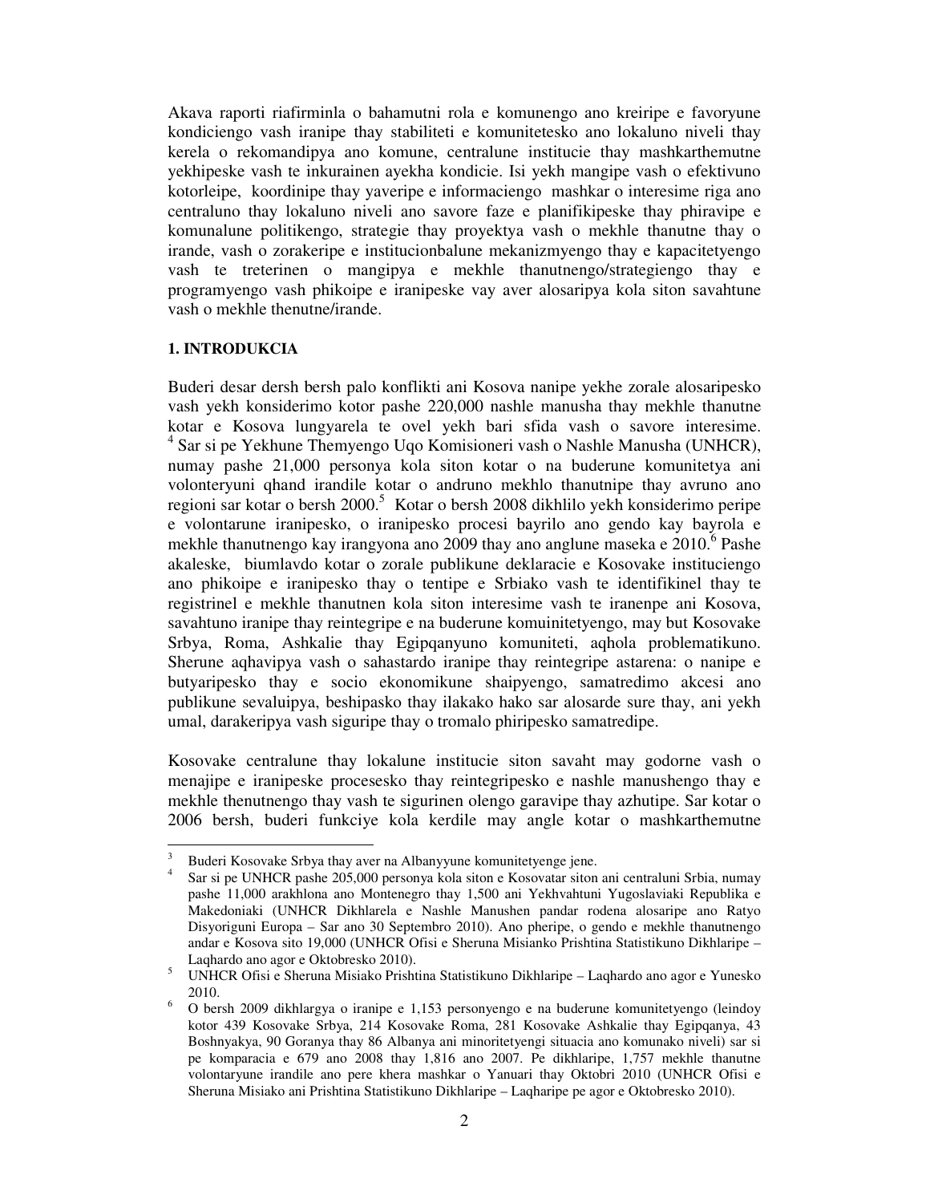Akava raporti riafirminla o bahamutni rola e komunengo ano kreiripe e favoryune kondiciengo vash iranipe thay stabiliteti e komunitetesko ano lokaluno niveli thay kerela o rekomandipya ano komune, centralune institucie thay mashkarthemutne yekhipeske vash te inkurainen ayekha kondicie. Isi yekh mangipe vash o efektivuno kotorleipe, koordinipe thay yaveripe e informaciengo mashkar o interesime riga ano centraluno thay lokaluno niveli ano savore faze e planifikipeske thay phiravipe e komunalune politikengo, strategie thay proyektya vash o mekhle thanutne thay o irande, vash o zorakeripe e institucionbalune mekanizmyengo thay e kapacitetyengo vash te treterinen o mangipya e mekhle thanutnengo/strategiengo thay e programyengo vash phikoipe e iranipeske vay aver alosaripya kola siton savahtune vash o mekhle thenutne/irande.

**1. INTRODUKCIA**

Buderi desar dersh bersh palo konflikti ani Kosova nanipe yekhe zorale alosaripesko vash yekh konsiderimo kotor pashe 220,000 nashle manusha thay mekhle thanutne kotar e Kosova lungyarela te ovel yekh bari sfida vash o savore interesime.[4] Sar si pe Yekhune Themyengo Uqo Komisioneri vash o Nashle Manusha (UNHCR), numay pashe 21,000 personya kola siton kotar o na buderune komunitetya ani volonteryuni qhand irandile kotar o andruno mekhlo thanutnipe thay avruno ano regioni sar kotar o bersh 2000.[5] Kotar o bersh 2008 dikhlilo yekh konsiderimo peripe e volontarune iranipesko, o iranipesko procesi bayrilo ano gendo kay bayrola e mekhle thanutnengo kay irangyona ano 2009 thay ano anglune maseka e 2010.[6] Pashe akaleske, biumlavdo kotar o zorale publikune deklaracie e Kosovake instituciengo ano phikoipe e iranipesko thay o tentipe e Srbiako vash te identifikinel thay te registrinel e mekhle thanutnen kola siton interesime vash te iranenpe ani Kosova, savahtuno iranipe thay reintegripe e na buderune komuinitetyengo, may but Kosovake Srbya, Roma, Ashkalie thay Egipqanyuno komuniteti, aqhola problematikuno. Sherune aqhavipya vash o sahastardo iranipe thay reintegripe astarena: o nanipe e butyaripesko thay e socio ekonomikune shaipyengo, samatredimo akcesi ano publikune sevaluipya, beshipasko thay ilakako hako sar alosarde sure thay, ani yekh umal, darakeripya vash siguripe thay o tromalo phiripesko samatredipe.

Kosovake centralune thay lokalune institucie siton savaht may godorne vash o menajipe e iranipeske procesesko thay reintegripesko e nashle manushengo thay e mekhle thenutnengo thay vash te sigurinen olengo garavipe thay azhutipe. Sar kotar o 2006 bersh, buderi funkciye kola kerdile may angle kotar o mashkarthemutne

---

[3] Buderi Kosovake Srbya thay aver na Albanyyune komunitetyenge jene.

[4] Sar si pe UNHCR pashe 205,000 personya kola siton e Kosovatar siton ani centraluni Srbia, numay pashe 11,000 arakhlona ano Montenegro thay 1,500 ani Yekhvahtuni Yugoslaviaki Republika e Makedoniaki (UNHCR Dikhlarela e Nashle Manushen pandar rodena alosaripe ano Ratyo Disyoriguni Europa – Sar ano 30 Septembro 2010). Ano pheripe, o gendo e mekhle thanutnengo andar e Kosova sito 19,000 (UNHCR Ofisi e Sheruna Misianko Prishtina Statistikuno Dikhlaripe – Laqhardo ano agor e Oktobresko 2010).

[5] UNHCR Ofisi e Sheruna Misiako Prishtina Statistikuno Dikhlaripe – Laqhardo ano agor e Yunesko 2010.

[6] O bersh 2009 dikhlargya o iranipe e 1,153 personyengo e na buderune komunitetyengo (leindoy kotor 439 Kosovake Srbya, 214 Kosovake Roma, 281 Kosovake Ashkalie thay Egipqanya, 43 Boshnyakya, 90 Goranya thay 86 Albanya ani minoritetyengi situacia ano komunako niveli) sar si pe komparacia e 679 ano 2008 thay 1,816 ano 2007. Pe dikhlaripe, 1,757 mekhle thanutne volontaryune irandile ano pere khera mashkar o Yanuari thay Oktobri 2010 (UNHCR Ofisi e Sheruna Misiako ani Prishtina Statistikuno Dikhlaripe – Laqharipe pe agor e Oktobresko 2010).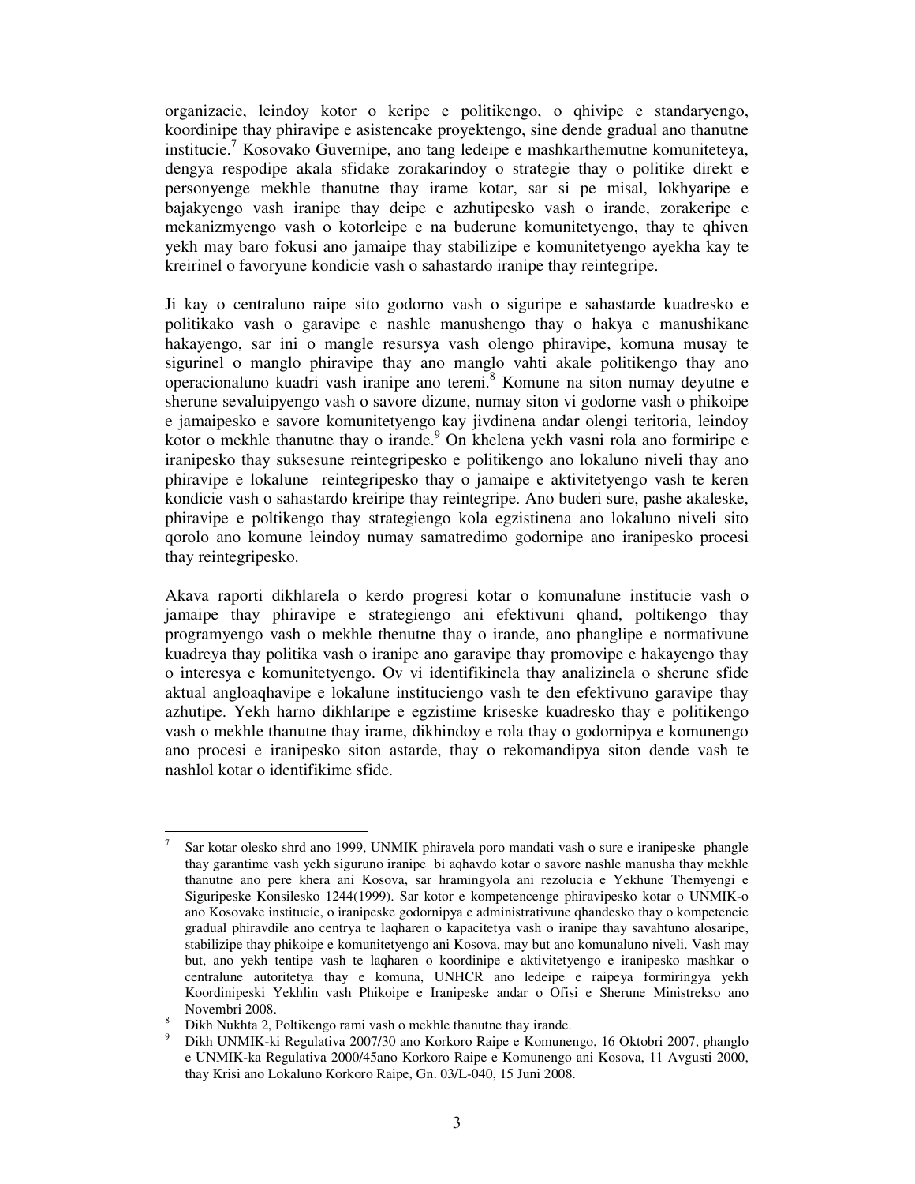organizacie, leindoy kotor o keripe e politikengo, o qhivipe e standaryengo, koordinipe thay phiravipe e asistencake proyektengo, sine dende gradual ano thanutne institucie.[7] Kosovako Guvernipe, ano tang ledeipe e mashkarthemutne komuniteteya, dengya respodipe akala sfidake zorakarindoy o strategie thay o politike direkt e personyenge mekhle thanutne thay irame kotar, sar si pe misal, lokhyaripe e bajakyengo vash iranipe thay deipe e azhutipesko vash o irande, zorakeripe e mekanizmyengo vash o kotorleipe e na buderune komunitetyengo, thay te qhiven yekh may baro fokusi ano jamaipe thay stabilizipe e komunitetyengo ayekha kay te kreirinel o favoryune kondicie vash o sahastardo iranipe thay reintegripe.

Ji kay o centraluno raipe sito godorno vash o siguripe e sahastarde kuadresko e politikako vash o garavipe e nashle manushengo thay o hakya e manushikane hakayengo, sar ini o mangle resursya vash olengo phiravipe, komuna musay te sigurinel o manglo phiravipe thay ano manglo vahti akale politikengo thay ano operacionaluno kuadri vash iranipe ano tereni.[8] Komune na siton numay deyutne e sherune sevaluipyengo vash o savore dizune, numay siton vi godorne vash o phikoipe e jamaipesko e savore komunitetyengo kay jivdinena andar olengi teritoria, leindoy kotor o mekhle thanutne thay o irande.[9] On khelena yekh vasni rola ano formiripe e iranipesko thay suksesune reintegripesko e politikengo ano lokaluno niveli thay ano phiravipe e lokalune  reintegripesko thay o jamaipe e aktivitetyengo vash te keren kondicie vash o sahastardo kreiripe thay reintegripe. Ano buderi sure, pashe akaleske, phiravipe e poltikengo thay strategiengo kola egzistinena ano lokaluno niveli sito qorolo ano komune leindoy numay samatredimo godornipe ano iranipesko procesi thay reintegripesko.

Akava raporti dikhlarela o kerdo progresi kotar o komunalune institucie vash o jamaipe thay phiravipe e strategiengo ani efektivuni qhand, poltikengo thay programyengo vash o mekhle thenutne thay o irande, ano phanglipe e normativune kuadreya thay politika vash o iranipe ano garavipe thay promovipe e hakayengo thay o interesya e komunitetyengo. Ov vi identifikinela thay analizinela o sherune sfide aktual angloaqhavipe e lokalune instituciengo vash te den efektivuno garavipe thay azhutipe. Yekh harno dikhlaripe e egzistime kriseske kuadresko thay e politikengo vash o mekhle thanutne thay irame, dikhindoy e rola thay o godornipya e komunengo ano procesi e iranipesko siton astarde, thay o rekomandipya siton dende vash te nashlol kotar o identifikime sfide.

---

[7] Sar kotar olesko shrd ano 1999, UNMIK phiravela poro mandati vash o sure e iranipeske  phangle thay garantime vash yekh siguruno iranipe  bi aqhavdo kotar o savore nashle manusha thay mekhle thanutne ano pere khera ani Kosova, sar hramingyola ani rezolucia e Yekhune Themyengi e Siguripeske Konsilesko 1244(1999). Sar kotor e kompetencenge phiravipesko kotar o UNMIK-o ano Kosovake institucie, o iranipeske godornipya e administrativune qhandesko thay o kompetencie gradual phiravdile ano centrya te laqharen o kapacitetya vash o iranipe thay savahtuno alosaripe, stabilizipe thay phikoipe e komunitetyengo ani Kosova, may but ano komunaluno niveli. Vash may but, ano yekh tentipe vash te laqharen o koordinipe e aktivitetyengo e iranipesko mashkar o centralune autoritetya thay e komuna, UNHCR ano ledeipe e raipeya formiringya yekh Koordinipeski Yekhlin vash Phikoipe e Iranipeske andar o Ofisi e Sherune Ministrekso ano Novembri 2008.

[8] Dikh Nukhta 2, Poltikengo rami vash o mekhle thanutne thay irande.

[9] Dikh UNMIK-ki Regulativa 2007/30 ano Korkoro Raipe e Komunengo, 16 Oktobri 2007, phanglo e UNMIK-ka Regulativa 2000/45ano Korkoro Raipe e Komunengo ani Kosova, 11 Avgusti 2000, thay Krisi ano Lokaluno Korkoro Raipe, Gn. 03/L-040, 15 Juni 2008.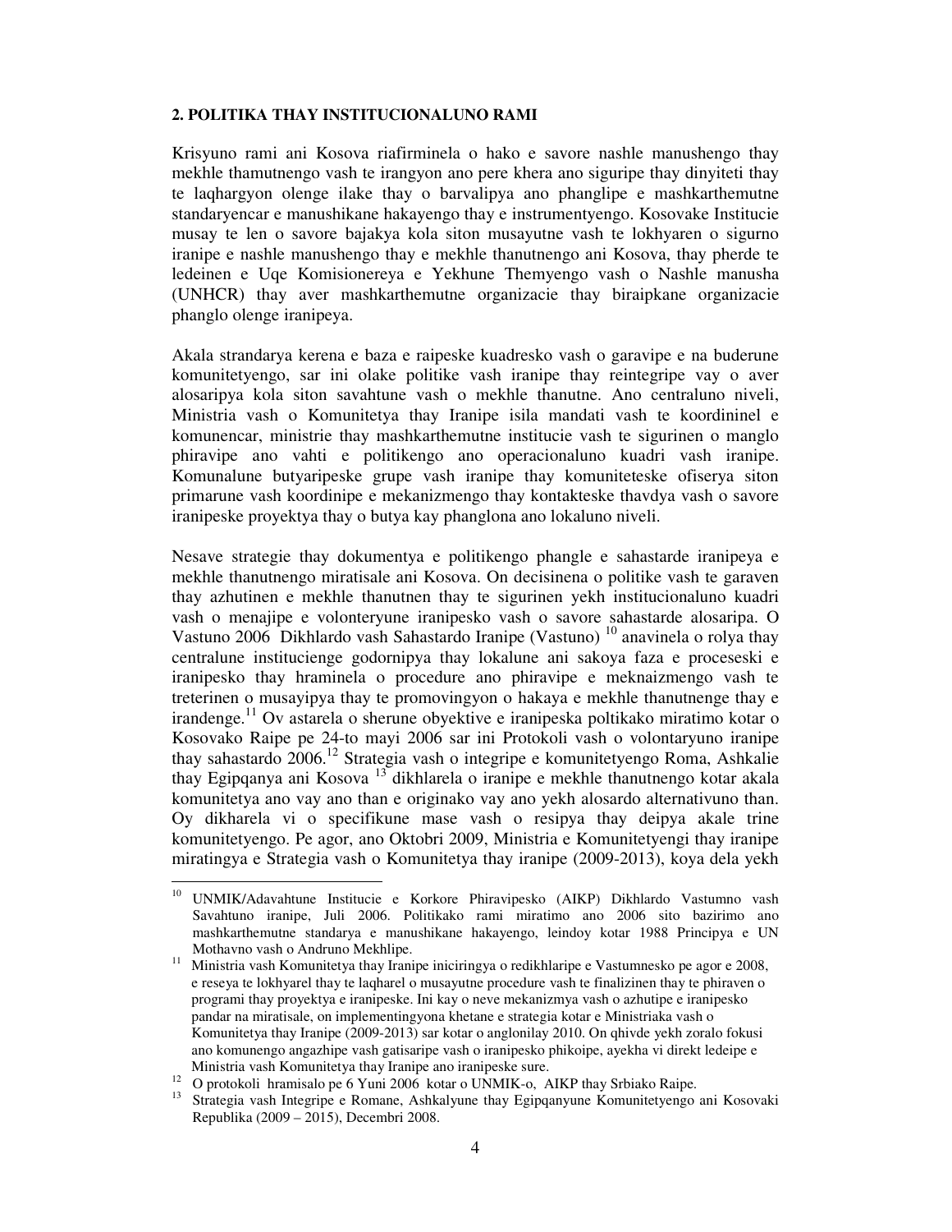**2. POLITIKA THAY INSTITUCIONALUNO RAMI**

Krisyuno rami ani Kosova riafirminela o hako e savore nashle manushengo thay mekhle thamutnengo vash te irangyon ano pere khera ano siguripe thay dinyiteti thay te laqhargyon olenge ilake thay o barvalipya ano phanglipe e mashkarthemutne standaryencar e manushikane hakayengo thay e instrumentyengo. Kosovake Institucie musay te len o savore bajakya kola siton musayutne vash te lokhyaren o sigurno iranipe e nashle manushengo thay e mekhle thanutnengo ani Kosova, thay pherde te ledeinen e Uqe Komisionereya e Yekhune Themyengo vash o Nashle manusha (UNHCR) thay aver mashkarthemutne organizacie thay biraipkane organizacie phanglo olenge iranipeya.

Akala strandarya kerena e baza e raipeske kuadresko vash o garavipe e na buderune komunitetyengo, sar ini olake politike vash iranipe thay reintegripe vay o aver alosaripya kola siton savahtune vash o mekhle thanutne. Ano centraluno niveli, Ministria vash o Komunitetya thay Iranipe isila mandati vash te koordininel e komunencar, ministrie thay mashkarthemutne institucie vash te sigurinen o manglo phiravipe ano vahti e politikengo ano operacionaluno kuadri vash iranipe. Komunalune butyaripeske grupe vash iranipe thay komuniteteske ofiserya siton primarune vash koordinipe e mekanizmengo thay kontakteske thavdya vash o savore iranipeske proyektya thay o butya kay phanglona ano lokaluno niveli.

Nesave strategie thay dokumentya e politikengo phangle e sahastarde iranipeya e mekhle thanutnengo miratisale ani Kosova. On decisinena o politike vash te garaven thay azhutinen e mekhle thanutnen thay te sigurinen yekh institucionaluno kuadri vash o menajipe e volonteryune iranipesko vash o savore sahastarde alosaripa. O Vastuno 2006 Dikhlardo vash Sahastardo Iranipe (Vastuno) [10] anavinela o rolya thay centralune institucienge godornipya thay lokalune ani sakoya faza e proceseski e iranipesko thay hraminela o procedure ano phiravipe e meknaizmengo vash te treterinen o musayipya thay te promovingyon o hakaya e mekhle thanutnenge thay e irandenge.[11] Ov astarela o sherune obyektive e iranipeska poltikako miratimo kotar o Kosovako Raipe pe 24-to mayi 2006 sar ini Protokoli vash o volontaryuno iranipe thay sahastardo 2006.[12] Strategia vash o integripe e komunitetyengo Roma, Ashkalie thay Egipqanya ani Kosova [13] dikhlarela o iranipe e mekhle thanutnengo kotar akala komunitetya ano vay ano than e originako vay ano yekh alosardo alternativuno than. Oy dikharela vi o specifikune mase vash o resipya thay deipya akale trine komunitetyengo. Pe agor, ano Oktobri 2009, Ministria e Komunitetyengi thay iranipe miratingya e Strategia vash o Komunitetya thay iranipe (2009-2013), koya dela yekh

---

[10] UNMIK/Adavahtune Institucie e Korkore Phiravipesko (AIKP) Dikhlardo Vastumno vash Savahtuno iranipe, Juli 2006. Politikako rami miratimo ano 2006 sito bazirimo ano mashkarthemutne standarya e manushikane hakayengo, leindoy kotar 1988 Principya e UN Mothavno vash o Andruno Mekhlipe.

[11] Ministria vash Komunitetya thay Iranipe iniciringya o redikhlaripe e Vastumnesko pe agor e 2008, e reseya te lokhyarel thay te laqharel o musayutne procedure vash te finalizinen thay te phiraven o programi thay proyektya e iranipeske. Ini kay o neve mekanizmya vash o azhutipe e iranipesko pandar na miratisale, on implementingyona khetane e strategia kotar e Ministriaka vash o Komunitetya thay Iranipe (2009-2013) sar kotar o anglonilay 2010. On qhivde yekh zoralo fokusi ano komunengo angazhipe vash gatisaripe vash o iranipesko phikoipe, ayekha vi direkt ledeipe e Ministria vash Komunitetya thay Iranipe ano iranipeske sure.

[12] O protokoli hramisalo pe 6 Yuni 2006 kotar o UNMIK-o, AIKP thay Srbiako Raipe.

[13] Strategia vash Integripe e Romane, Ashkalyune thay Egipqanyune Komunitetyengo ani Kosovaki Republika (2009 – 2015), Decembri 2008.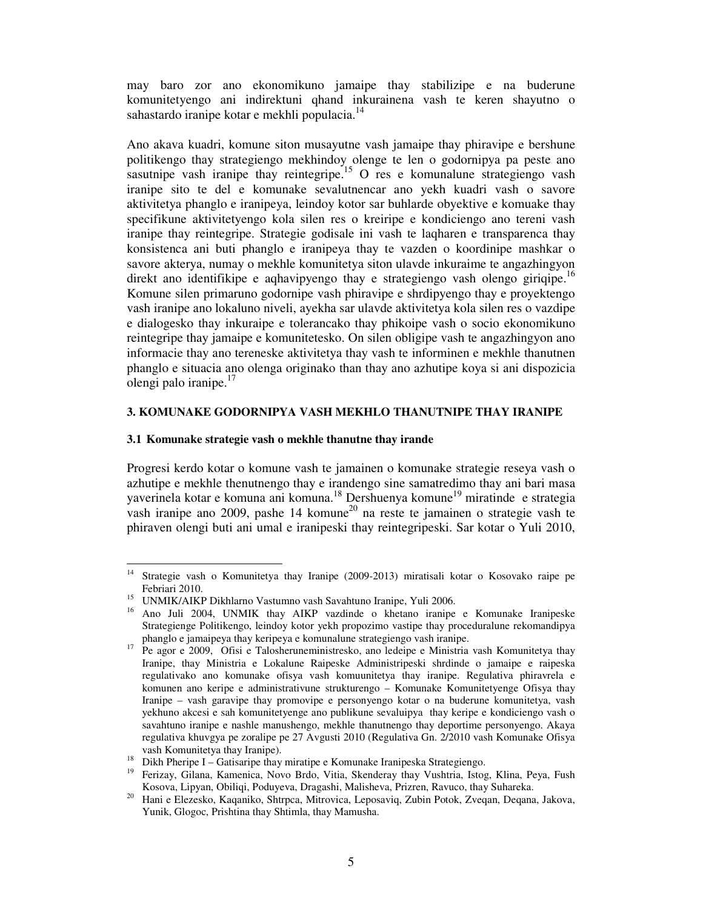may baro zor ano ekonomikuno jamaipe thay stabilizipe e na buderune komunitetyengo ani indirektuni qhand inkurainena vash te keren shayutno o sahastardo iranipe kotar e mekhli populacia.[14]

Ano akava kuadri, komune siton musayutne vash jamaipe thay phiravipe e bershune politikengo thay strategiengo mekhindoy olenge te len o godornipya pa peste ano sasutnipe vash iranipe thay reintegripe.[15] O res e komunalune strategiengo vash iranipe sito te del e komunake sevalutnencar ano yekh kuadri vash o savore aktivitetya phanglo e iranipeya, leindoy kotor sar buhlarde obyektive e komuake thay specifikune aktivitetyengo kola silen res o kreiripe e kondiciengo ano tereni vash iranipe thay reintegripe. Strategie godisale ini vash te laqharen e transparenca thay konsistenca ani buti phanglo e iranipeya thay te vazden o koordinipe mashkar o savore akterya, numay o mekhle komunitetya siton ulavde inkuraime te angazhingyon direkt ano identifikipe e aqhavipyengo thay e strategiengo vash olengo giriqipe.[16] Komune silen primaruno godornipe vash phiravipe e shrdipyengo thay e proyektengo vash iranipe ano lokaluno niveli, ayekha sar ulavde aktivitetya kola silen res o vazdipe e dialogesko thay inkuraipe e tolerancako thay phikoipe vash o socio ekonomikuno reintegripe thay jamaipe e komunitetesko. On silen obligipe vash te angazhingyon ano informacie thay ano tereneske aktivitetya thay vash te informinen e mekhle thanutnen phanglo e situacia ano olenga originako than thay ano azhutipe koya si ani dispozicia olengi palo iranipe.[17]

### 3. KOMUNAKE GODORNIPYA VASH MEKHLO THANUTNIPE THAY IRANIPE

#### 3.1 Komunake strategie vash o mekhle thanutne thay irande

Progresi kerdo kotar o komune vash te jamainen o komunake strategie reseya vash o azhutipe e mekhle thenutnengo thay e irandengo sine samatredimo thay ani bari masa yaverinela kotar e komuna ani komuna.[18] Dershuenya komune[19] miratinde e strategia vash iranipe ano 2009, pashe 14 komune[20] na reste te jamainen o strategie vash te phiraven olengi buti ani umal e iranipeski thay reintegripeski. Sar kotar o Yuli 2010,

---

[14] Strategie vash o Komunitetya thay Iranipe (2009-2013) miratisali kotar o Kosovako raipe pe Febriari 2010.

[15] UNMIK/AIKP Dikhlarno Vastumno vash Savahtuno Iranipe, Yuli 2006.

[16] Ano Juli 2004, UNMIK thay AIKP vazdinde o khetano iranipe e Komunake Iranipeske Strategienge Politikengo, leindoy kotor yekh propozimo vastipe thay proceduralune rekomandipya phanglo e jamaipeya thay keripeya e komunalune strategiengo vash iranipe.

[17] Pe agor e 2009, Ofisi e Talosheruneministresko, ano ledeipe e Ministria vash Komunitetya thay Iranipe, thay Ministria e Lokalune Raipeske Administripeski shrdinde o jamaipe e raipeska regulativako ano komunake ofisya vash komuunitetya thay iranipe. Regulativa phiravrela e komunen ano keripe e administrativune strukturengo – Komunake Komunitetyenge Ofisya thay Iranipe – vash garavipe thay promovipe e personyengo kotar o na buderune komunitetya, vash yekhuno akcesi e sah komunitetyenge ano publikune sevaluipya thay keripe e kondiciengo vash o savahtuno iranipe e nashle manushengo, mekhle thanutnengo thay deportime personyengo. Akaya regulativa khuvgya pe zoralipe pe 27 Avgusti 2010 (Regulativa Gn. 2/2010 vash Komunake Ofisya vash Komunitetya thay Iranipe).

[18] Dikh Pheripe I – Gatisaripe thay miratipe e Komunake Iranipeska Strategiengo.

[19] Ferizay, Gilana, Kamenica, Novo Brdo, Vitia, Skenderay thay Vushtria, Istog, Klina, Peya, Fush Kosova, Lipyan, Obiliqi, Poduyeva, Dragashi, Malisheva, Prizren, Ravuco, thay Suhareka.

[20] Hani e Elezesko, Kaqaniko, Shtrpca, Mitrovica, Leposaviq, Zubin Potok, Zveqan, Deqana, Jakova, Yunik, Glogoc, Prishtina thay Shtimla, thay Mamusha.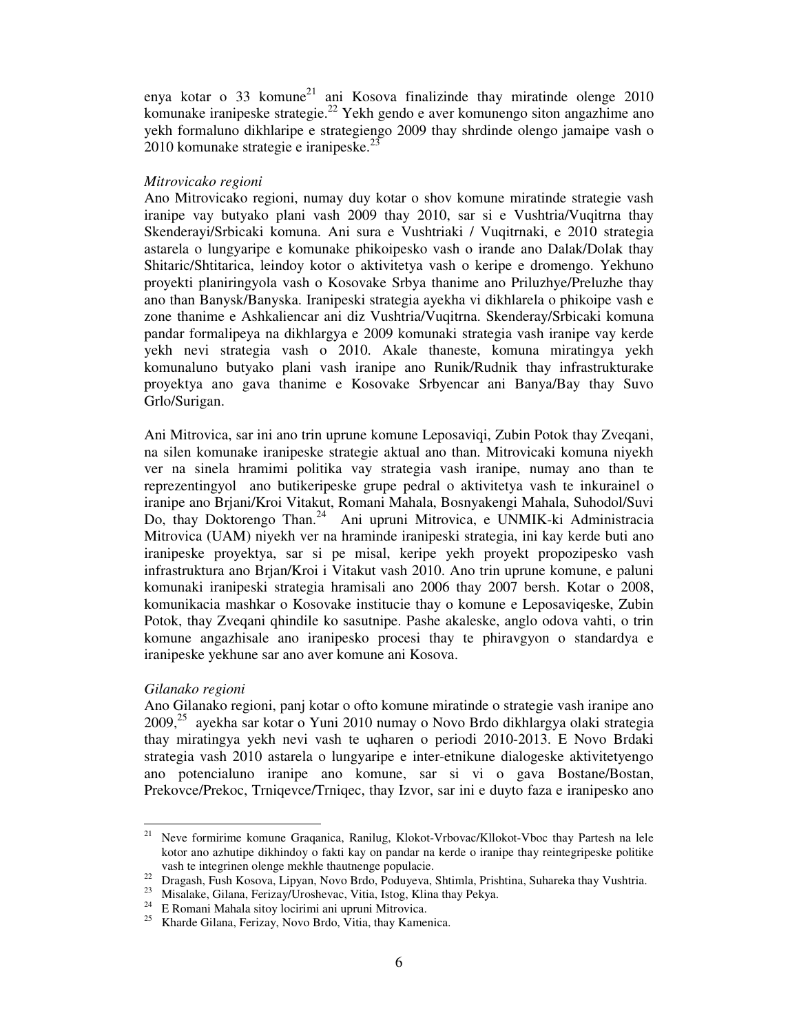enya kotar o 33 komune[21] ani Kosova finalizinde thay miratinde olenge 2010 komunake iranipeske strategie.[22] Yekh gendo e aver komunengo siton angazhime ano yekh formaluno dikhlaripe e strategiengo 2009 thay shrdinde olengo jamaipe vash o 2010 komunake strategie e iranipeske.[23]

*Mitrovicako regioni*

Ano Mitrovicako regioni, numay duy kotar o shov komune miratinde strategie vash iranipe vay butyako plani vash 2009 thay 2010, sar si e Vushtria/Vuqitrna thay Skenderayi/Srbicaki komuna. Ani sura e Vushtriaki / Vuqitrnaki, e 2010 strategia astarela o lungyaripe e komunake phikoipesko vash o irande ano Dalak/Dolak thay Shitaric/Shtitarica, leindoy kotor o aktivitetya vash o keripe e dromengo. Yekhuno proyekti planiringyola vash o Kosovake Srbya thanime ano Priluzhye/Preluzhe thay ano than Banysk/Banyska. Iranipeski strategia ayekha vi dikhlarela o phikoipe vash e zone thanime e Ashkaliencar ani diz Vushtria/Vuqitrna. Skenderay/Srbicaki komuna pandar formalipeya na dikhlargya e 2009 komunaki strategia vash iranipe vay kerde yekh nevi strategia vash o 2010. Akale thaneste, komuna miratingya yekh komunaluno butyako plani vash iranipe ano Runik/Rudnik thay infrastrukturake proyektya ano gava thanime e Kosovake Srbyencar ani Banya/Bay thay Suvo Grlo/Surigan.

Ani Mitrovica, sar ini ano trin uprune komune Leposaviqi, Zubin Potok thay Zveqani, na silen komunake iranipeske strategie aktual ano than. Mitrovicaki komuna niyekh ver na sinela hramimi politika vay strategia vash iranipe, numay ano than te reprezentingyol ano butikeripeske grupe pedral o aktivitetya vash te inkurainel o iranipe ano Brjani/Kroi Vitakut, Romani Mahala, Bosnyakengi Mahala, Suhodol/Suvi Do, thay Doktorengo Than.[24] Ani upruni Mitrovica, e UNMIK-ki Administracia Mitrovica (UAM) niyekh ver na hraminde iranipeski strategia, ini kay kerde buti ano iranipeske proyektya, sar si pe misal, keripe yekh proyekt propozipesko vash infrastruktura ano Brjan/Kroi i Vitakut vash 2010. Ano trin uprune komune, e paluni komunaki iranipeski strategia hramisali ano 2006 thay 2007 bersh. Kotar o 2008, komunikacia mashkar o Kosovake institucie thay o komune e Leposaviqeske, Zubin Potok, thay Zveqani qhindile ko sasutnipe. Pashe akaleske, anglo odova vahti, o trin komune angazhisale ano iranipesko procesi thay te phiravgyon o standardya e iranipeske yekhune sar ano aver komune ani Kosova.

*Gilanako regioni*

Ano Gilanako regioni, panj kotar o ofto komune miratinde o strategie vash iranipe ano 2009,[25] ayekha sar kotar o Yuni 2010 numay o Novo Brdo dikhlargya olaki strategia thay miratingya yekh nevi vash te uqharen o periodi 2010-2013. E Novo Brdaki strategia vash 2010 astarela o lungyaripe e inter-etnikune dialogeske aktivitetyengo ano potencialuno iranipe ano komune, sar si vi o gava Bostane/Bostan, Prekovce/Prekoc, Trniqevce/Trniqec, thay Izvor, sar ini e duyto faza e iranipesko ano

---

[21] Neve formirime komune Graqanica, Ranilug, Klokot-Vrbovac/Kllokot-Vboc thay Partesh na lele kotor ano azhutipe dikhindoy o fakti kay on pandar na kerde o iranipe thay reintegripeske politike vash te integrinen olenge mekhle thautnenge populacie.

[22] Dragash, Fush Kosova, Lipyan, Novo Brdo, Poduyeva, Shtimla, Prishtina, Suhareka thay Vushtria.

[23] Misalake, Gilana, Ferizay/Uroshevac, Vitia, Istog, Klina thay Pekya.

[24] E Romani Mahala sitoy locirimi ani upruni Mitrovica.

[25] Kharde Gilana, Ferizay, Novo Brdo, Vitia, thay Kamenica.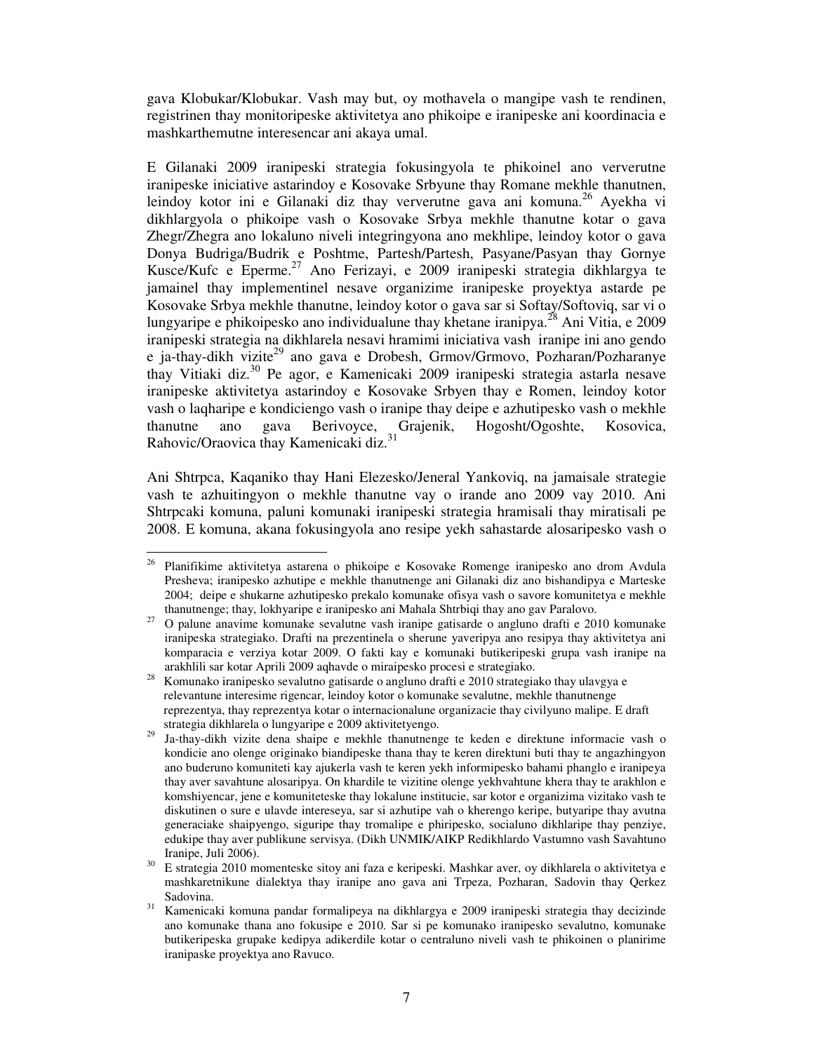gava Klobukar/Klobukar. Vash may but, oy mothavela o mangipe vash te rendinen, registrinen thay monitoripeske aktivitetya ano phikoipe e iranipeske ani koordinacia e mashkarthemutne interesencar ani akaya umal.

E Gilanaki 2009 iranipeski strategia fokusingyola te phikoinel ano ververutne iranipeske iniciative astarindoy e Kosovake Srbyune thay Romane mekhle thanutnen, leindoy kotor ini e Gilanaki diz thay ververutne gava ani komuna.[26] Ayekha vi dikhlargyola o phikoipe vash o Kosovake Srbya mekhle thanutne kotar o gava Zhegr/Zhegra ano lokaluno niveli integringyona ano mekhlipe, leindoy kotor o gava Donya Budriga/Budrik e Poshtme, Partesh/Partesh, Pasyane/Pasyan thay Gornye Kusce/Kufc e Eperme.[27] Ano Ferizayi, e 2009 iranipeski strategia dikhlargya te jamainel thay implementinel nesave organizime iranipeske proyektya astarde pe Kosovake Srbya mekhle thanutne, leindoy kotor o gava sar si Softay/Softoviq, sar vi o lungyaripe e phikoipesko ano individualune thay khetane iranipya.[28] Ani Vitia, e 2009 iranipeski strategia na dikhlarela nesavi hramimi iniciativa vash iranipe ini ano gendo e ja-thay-dikh vizite[29] ano gava e Drobesh, Grmov/Grmovo, Pozharan/Pozharanye thay Vitiaki diz.[30] Pe agor, e Kamenicaki 2009 iranipeski strategia astarla nesave iranipeske aktivitetya astarindoy e Kosovake Srbyen thay e Romen, leindoy kotor vash o laqharipe e kondiciengo vash o iranipe thay deipe e azhutipesko vash o mekhle thanutne ano gava Berivoyce, Grajenik, Hogosht/Ogoshte, Kosovica, Rahovic/Oraovica thay Kamenicaki diz.[31]

Ani Shtrpca, Kaqaniko thay Hani Elezesko/Jeneral Yankoviq, na jamaisale strategie vash te azhuitingyon o mekhle thanutne vay o irande ano 2009 vay 2010. Ani Shtrpcaki komuna, paluni komunaki iranipeski strategia hramisali thay miratisali pe 2008. E komuna, akana fokusingyola ano resipe yekh sahastarde alosaripesko vash o

---

[26] Planifikime aktivitetya astarena o phikoipe e Kosovake Romenge iranipesko ano drom Avdula Presheva; iranipesko azhutipe e mekhle thanutnenge ani Gilanaki diz ano bishandipya e Marteske 2004; deipe e shukarne azhutipesko prekalo komunake ofisya vash o savore komunitetya e mekhle thanutnenge; thay, lokhyaripe e iranipesko ani Mahala Shtrbiqi thay ano gav Paralovo.

[27] O palune anavime komunake sevalutne vash iranipe gatisarde o angluno drafti e 2010 komunake iranipeska strategiako. Drafti na prezentinela o sherune yaveripya ano resipya thay aktivitetya ani komparacia e verziya kotar 2009. O fakti kay e komunaki butikeripeski grupa vash iranipe na arakhlili sar kotar Aprili 2009 aqhavde o miraipesko procesi e strategiako.

[28] Komunako iranipesko sevalutno gatisarde o angluno drafti e 2010 strategiako thay ulavgya e relevantune interesime rigencar, leindoy kotor o komunake sevalutne, mekhle thanutnenge reprezentya, thay reprezentya kotar o internacionalune organizacie thay civilyuno malipe. E draft strategia dikhlarela o lungyaripe e 2009 aktivitetyengo.

[29] Ja-thay-dikh vizite dena shaipe e mekhle thanutnenge te keden e direktune informacie vash o kondicie ano olenge originako biandipeske thana thay te keren direktuni buti thay te angazhingyon ano buderuno komuniteti kay ajukerla vash te keren yekh informipesko bahami phanglo e iranipeya thay aver savahtune alosaripya. On khardile te vizitine olenge yekhvahtune khera thay te arakhlon e komshiyencar, jene e komuniteteske thay lokalune institucie, sar kotor e organizima vizitako vash te diskutinen o sure e ulavde intereseya, sar si azhutipe vah o kherengo keripe, butyaripe thay avutna generaciake shaipyengo, siguripe thay tromalipe e phiripesko, socialuno dikhlaripe thay penziye, edukipe thay aver publikune servisya. (Dikh UNMIK/AIKP Redikhlardo Vastumno vash Savahtuno Iranipe, Juli 2006).

[30] E strategia 2010 momenteske sitoy ani faza e keripeski. Mashkar aver, oy dikhlarela o aktivitetya e mashkaretnikune dialektya thay iranipe ano gava ani Trpeza, Pozharan, Sadovin thay Qerkez Sadovina.

[31] Kamenicaki komuna pandar formalipeya na dikhlargya e 2009 iranipeski strategia thay decizinde ano komunake thana ano fokusipe e 2010. Sar si pe komunako iranipesko sevalutno, komunake butikeripeska grupake kedipya adikerdile kotar o centraluno niveli vash te phikoinen o planirime iranipaske proyektya ano Ravuco.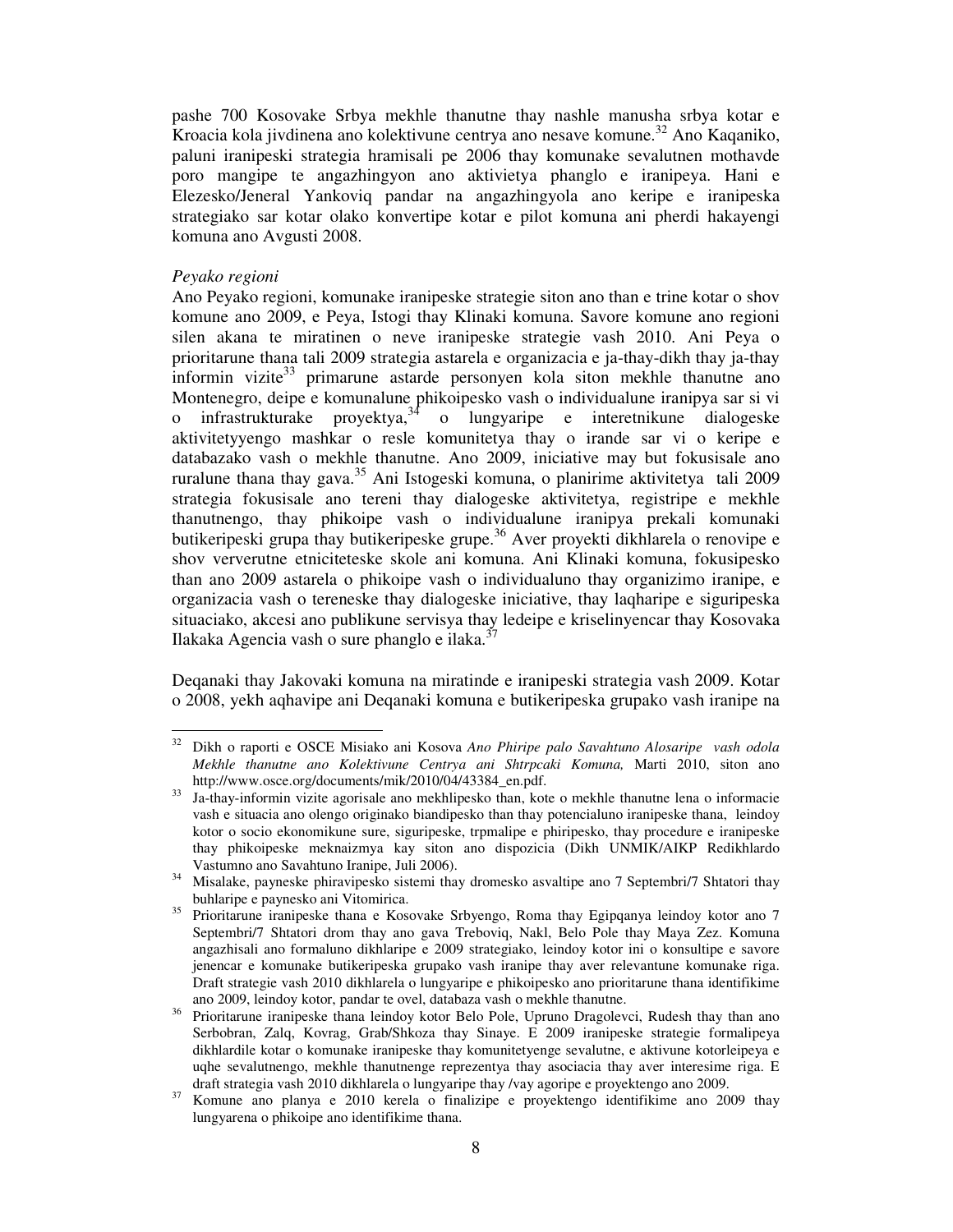pashe 700 Kosovake Srbya mekhle thanutne thay nashle manusha srbya kotar e Kroacia kola jivdinena ano kolektivune centrya ano nesave komune.[32] Ano Kaqaniko, paluni iranipeski strategia hramisali pe 2006 thay komunake sevalutnen mothavde poro mangipe te angazhingyon ano aktivietya phanglo e iranipeya. Hani e Elezesko/Jeneral Yankoviq pandar na angazhingyola ano keripe e iranipeska strategiako sar kotar olako konvertipe kotar e pilot komuna ani pherdi hakayengi komuna ano Avgusti 2008.

*Peyako regioni*

Ano Peyako regioni, komunake iranipeske strategie siton ano than e trine kotar o shov komune ano 2009, e Peya, Istogi thay Klinaki komuna. Savore komune ano regioni silen akana te miratinen o neve iranipeske strategie vash 2010. Ani Peya o prioritarune thana tali 2009 strategia astarela e organizacia e ja-thay-dikh thay ja-thay informin vizite[33] primarune astarde personyen kola siton mekhle thanutne ano Montenegro, deipe e komunalune phikoipesko vash o individualune iranipya sar si vi o infrastrukturake proyektya,[34] o lungyaripe e interetnikune dialogeske aktivitetyyengo mashkar o resle komunitetya thay o irande sar vi o keripe e databazako vash o mekhle thanutne. Ano 2009, iniciative may but fokusisale ano ruralune thana thay gava.[35] Ani Istogeski komuna, o planirime aktivitetya tali 2009 strategia fokusisale ano tereni thay dialogeske aktivitetya, registripe e mekhle thanutnengo, thay phikoipe vash o individualune iranipya prekali komunaki butikeripeski grupa thay butikeripeske grupe.[36] Aver proyekti dikhlarela o renovipe e shov ververutne etniciteteske skole ani komuna. Ani Klinaki komuna, fokusipesko than ano 2009 astarela o phikoipe vash o individualuno thay organizimo iranipe, e organizacia vash o tereneske thay dialogeske iniciative, thay laqharipe e siguripeska situaciako, akcesi ano publikune servisya thay ledeipe e kriselinyencar thay Kosovaka Ilakaka Agencia vash o sure phanglo e ilaka.[37]

Deqanaki thay Jakovaki komuna na miratinde e iranipeski strategia vash 2009. Kotar o 2008, yekh aqhavipe ani Deqanaki komuna e butikeripeska grupako vash iranipe na

---

[32] Dikh o raporti e OSCE Misiako ani Kosova *Ano Phiripe palo Savahtuno Alosaripe vash odola Mekhle thanutne ano Kolektivune Centrya ani Shtrpcaki Komuna,* Marti 2010, siton ano http://www.osce.org/documents/mik/2010/04/43384_en.pdf.

[33] Ja-thay-informin vizite agorisale ano mekhlipesko than, kote o mekhle thanutne lena o informacie vash e situacia ano olengo originako biandipesko than thay potencialuno iranipeske thana, leindoy kotor o socio ekonomikune sure, siguripeske, trpmalipe e phiripesko, thay procedure e iranipeske thay phikoipeske meknaizmya kay siton ano dispozicia (Dikh UNMIK/AIKP Redikhlardo Vastumno ano Savahtuno Iranipe, Juli 2006).

[34] Misalake, payneske phiravipesko sistemi thay dromesko asvaltipe ano 7 Septembri/7 Shtatori thay buhlaripe e paynesko ani Vitomirica.

[35] Prioritarune iranipeske thana e Kosovake Srbyengo, Roma thay Egipqanya leindoy kotor ano 7 Septembri/7 Shtatori drom thay ano gava Treboviq, Nakl, Belo Pole thay Maya Zez. Komuna angazhisali ano formaluno dikhlaripe e 2009 strategiako, leindoy kotor ini o konsultipe e savore jenencar e komunake butikeripeska grupako vash iranipe thay aver relevantune komunake riga. Draft strategie vash 2010 dikhlarela o lungyaripe e phikoipesko ano prioritarune thana identifikime ano 2009, leindoy kotor, pandar te ovel, databaza vash o mekhle thanutne.

[36] Prioritarune iranipeske thana leindoy kotor Belo Pole, Upruno Dragolevci, Rudesh thay than ano Serbobran, Zalq, Kovrag, Grab/Shkoza thay Sinaye. E 2009 iranipeske strategie formalipeya dikhlardile kotar o komunake iranipeske thay komunitetyenge sevalutne, e aktivune kotorleipeya e uqhe sevalutnengo, mekhle thanutnenge reprezentya thay asociacia thay aver interesime riga. E draft strategia vash 2010 dikhlarela o lungyaripe thay /vay agoripe e proyektengo ano 2009.

[37] Komune ano planya e 2010 kerela o finalizipe e proyektengo identifikime ano 2009 thay lungyarena o phikoipe ano identifikime thana.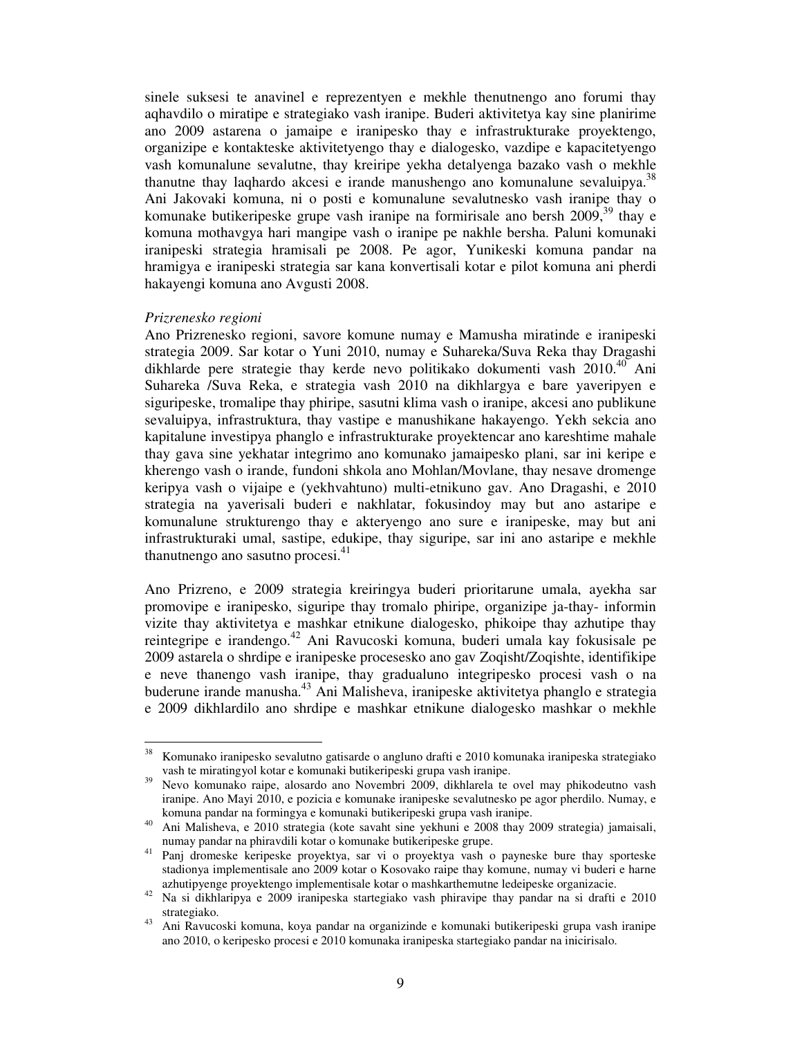sinele suksesi te anavinel e reprezentyen e mekhle thenutnengo ano forumi thay aqhavdilo o miratipe e strategiako vash iranipe. Buderi aktivitetya kay sine planirime ano 2009 astarena o jamaipe e iranipesko thay e infrastrukturake proyektengo, organizipe e kontakteske aktivitetyengo thay e dialogesko, vazdipe e kapacitetyengo vash komunalune sevalutne, thay kreiripe yekha detalyenga bazako vash o mekhle thanutne thay laqhardo akcesi e irande manushengo ano komunalune sevaluipya.[38] Ani Jakovaki komuna, ni o posti e komunalune sevalutnesko vash iranipe thay o komunake butikeripeske grupe vash iranipe na formirisale ano bersh 2009,[39] thay e komuna mothavgya hari mangipe vash o iranipe pe nakhle bersha. Paluni komunaki iranipeski strategia hramisali pe 2008. Pe agor, Yunikeski komuna pandar na hramigya e iranipeski strategia sar kana konvertisali kotar e pilot komuna ani pherdi hakayengi komuna ano Avgusti 2008.

*Prizrenesko regioni*

Ano Prizrenesko regioni, savore komune numay e Mamusha miratinde e iranipeski strategia 2009. Sar kotar o Yuni 2010, numay e Suhareka/Suva Reka thay Dragashi dikhlarde pere strategie thay kerde nevo politikako dokumenti vash 2010.[40] Ani Suhareka /Suva Reka, e strategia vash 2010 na dikhlargya e bare yaveripyen e siguripeske, tromalipe thay phiripe, sasutni klima vash o iranipe, akcesi ano publikune sevaluipya, infrastruktura, thay vastipe e manushikane hakayengo. Yekh sekcia ano kapitalune investipya phanglo e infrastrukturake proyektencar ano kareshtime mahale thay gava sine yekhatar integrimo ano komunako jamaipesko plani, sar ini keripe e kherengo vash o irande, fundoni shkola ano Mohlan/Movlane, thay nesave dromenge keripya vash o vijaipe e (yekhvahtuno) multi-etnikuno gav. Ano Dragashi, e 2010 strategia na yaverisali buderi e nakhlatar, fokusindoy may but ano astaripe e komunalune strukturengo thay e akteryengo ano sure e iranipeske, may but ani infrastrukturaki umal, sastipe, edukipe, thay siguripe, sar ini ano astaripe e mekhle thanutnengo ano sasutno procesi.[41]

Ano Prizreno, e 2009 strategia kreiringya buderi prioritarune umala, ayekha sar promovipe e iranipesko, siguripe thay tromalo phiripe, organizipe ja-thay- informin vizite thay aktivitetya e mashkar etnikune dialogesko, phikoipe thay azhutipe thay reintegripe e irandengo.[42] Ani Ravucoski komuna, buderi umala kay fokusisale pe 2009 astarela o shrdipe e iranipeske procesesko ano gav Zoqisht/Zoqishte, identifikipe e neve thanengo vash iranipe, thay gradualuno integripesko procesi vash o na buderune irande manusha.[43] Ani Malisheva, iranipeske aktivitetya phanglo e strategia e 2009 dikhlardilo ano shrdipe e mashkar etnikune dialogesko mashkar o mekhle

---

[38] Komunako iranipesko sevalutno gatisarde o angluno drafti e 2010 komunaka iranipeska strategiako vash te miratingyol kotar e komunaki butikeripeski grupa vash iranipe.

[39] Nevo komunako raipe, alosardo ano Novembri 2009, dikhlarela te ovel may phikodeutno vash iranipe. Ano Mayi 2010, e pozicia e komunake iranipeske sevalutnesko pe agor pherdilo. Numay, e komuna pandar na formingya e komunaki butikeripeski grupa vash iranipe.

[40] Ani Malisheva, e 2010 strategia (kote savaht sine yekhuni e 2008 thay 2009 strategia) jamaisali, numay pandar na phiravdili kotar o komunake butikeripeske grupe.

[41] Panj dromeske keripeske proyektya, sar vi o proyektya vash o payneske bure thay sporteske stadionya implementisale ano 2009 kotar o Kosovako raipe thay komune, numay vi buderi e harne azhutipyenge proyektengo implementisale kotar o mashkarthemutne ledeipeske organizacie.

[42] Na si dikhlaripya e 2009 iranipeska startegiako vash phiravipe thay pandar na si drafti e 2010 strategiako.

[43] Ani Ravucoski komuna, koya pandar na organizinde e komunaki butikeripeski grupa vash iranipe ano 2010, o keripesko procesi e 2010 komunaka iranipeska startegiako pandar na inicirisalo.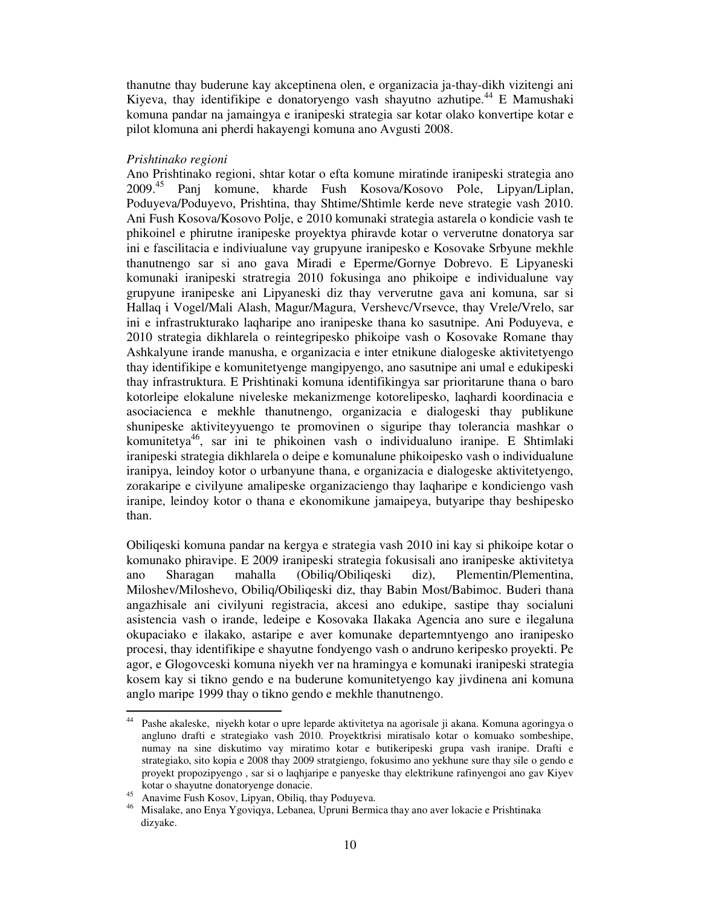thanutne thay buderune kay akceptinena olen, e organizacia ja-thay-dikh vizitengi ani Kiyeva, thay identifikipe e donatoryengo vash shayutno azhutipe.[44] E Mamushaki komuna pandar na jamaingya e iranipeski strategia sar kotar olako konvertipe kotar e pilot klomuna ani pherdi hakayengi komuna ano Avgusti 2008.

*Prishtinako regioni*

Ano Prishtinako regioni, shtar kotar o efta komune miratinde iranipeski strategia ano 2009.[45] Panj komune, kharde Fush Kosova/Kosovo Pole, Lipyan/Liplan, Poduyeva/Poduyevo, Prishtina, thay Shtime/Shtimle kerde neve strategie vash 2010. Ani Fush Kosova/Kosovo Polje, e 2010 komunaki strategia astarela o kondicie vash te phikoinel e phirutne iranipeske proyektya phiravde kotar o ververutne donatorya sar ini e fascilitacia e indiviualune vay grupyune iranipesko e Kosovake Srbyune mekhle thanutnengo sar si ano gava Miradi e Eperme/Gornye Dobrevo. E Lipyaneski komunaki iranipeski stratregia 2010 fokusinga ano phikoipe e individualune vay grupyune iranipeske ani Lipyaneski diz thay ververutne gava ani komuna, sar si Hallaq i Vogel/Mali Alash, Magur/Magura, Vershevc/Vrsevce, thay Vrele/Vrelo, sar ini e infrastrukturako laqharipe ano iranipeske thana ko sasutnipe. Ani Poduyeva, e 2010 strategia dikhlarela o reintegripesko phikoipe vash o Kosovake Romane thay Ashkalyune irande manusha, e organizacia e inter etnikune dialogeske aktivitetyengo thay identifikipe e komunitetyenge mangipyengo, ano sasutnipe ani umal e edukipeski thay infrastruktura. E Prishtinaki komuna identifikingya sar prioritarune thana o baro kotorleipe elokalune niveleske mekanizmenge kotorelipesko, laqhardi koordinacia e asociacienca e mekhle thanutnengo, organizacia e dialogeski thay publikune shunipeske aktiviteyyuengo te promovinen o siguripe thay tolerancia mashkar o komunitetya[46], sar ini te phikoinen vash o individualuno iranipe. E Shtimlaki iranipeski strategia dikhlarela o deipe e komunalune phikoipesko vash o individualune iranipya, leindoy kotor o urbanyune thana, e organizacia e dialogeske aktivitetyengo, zorakaripe e civilyune amalipeske organizaciengo thay laqharipe e kondiciengo vash iranipe, leindoy kotor o thana e ekonomikune jamaipeya, butyaripe thay beshipesko than.

Obiliqeski komuna pandar na kergya e strategia vash 2010 ini kay si phikoipe kotar o komunako phiravipe. E 2009 iranipeski strategia fokusisali ano iranipeske aktivitetya ano Sharagan mahalla (Obiliq/Obiliqeski diz), Plementin/Plementina, Miloshev/Miloshevo, Obiliq/Obiliqeski diz, thay Babin Most/Babimoc. Buderi thana angazhisale ani civilyuni registracia, akcesi ano edukipe, sastipe thay socialuni asistencia vash o irande, ledeipe e Kosovaka Ilakaka Agencia ano sure e ilegaluna okupaciako e ilakako, astaripe e aver komunake departemntyengo ano iranipesko procesi, thay identifikipe e shayutne fondyengo vash o andruno keripesko proyekti. Pe agor, e Glogovceski komuna niyekh ver na hramingya e komunaki iranipeski strategia kosem kay si tikno gendo e na buderune komunitetyengo kay jivdinena ani komuna anglo maripe 1999 thay o tikno gendo e mekhle thanutnengo.

---

[44] Pashe akaleske, niyekh kotar o upre leparde aktivitetya na agorisale ji akana. Komuna agoringya o angluno drafti e strategiako vash 2010. Proyektkrisi miratisalo kotar o komuako sombeshipe, numay na sine diskutimo vay miratimo kotar e butikeripeski grupa vash iranipe. Drafti e strategiako, sito kopia e 2008 thay 2009 stratgiengo, fokusimo ano yekhune sure thay sile o gendo e proyekt propozipyengo , sar si o laqhjaripe e panyeske thay elektrikune rafinyengoi ano gav Kiyev kotar o shayutne donatoryenge donacie.

[45] Anavime Fush Kosov, Lipyan, Obiliq, thay Poduyeva.

[46] Misalake, ano Enya Ygoviqya, Lebanea, Upruni Bermica thay ano aver lokacie e Prishtinaka dizyake.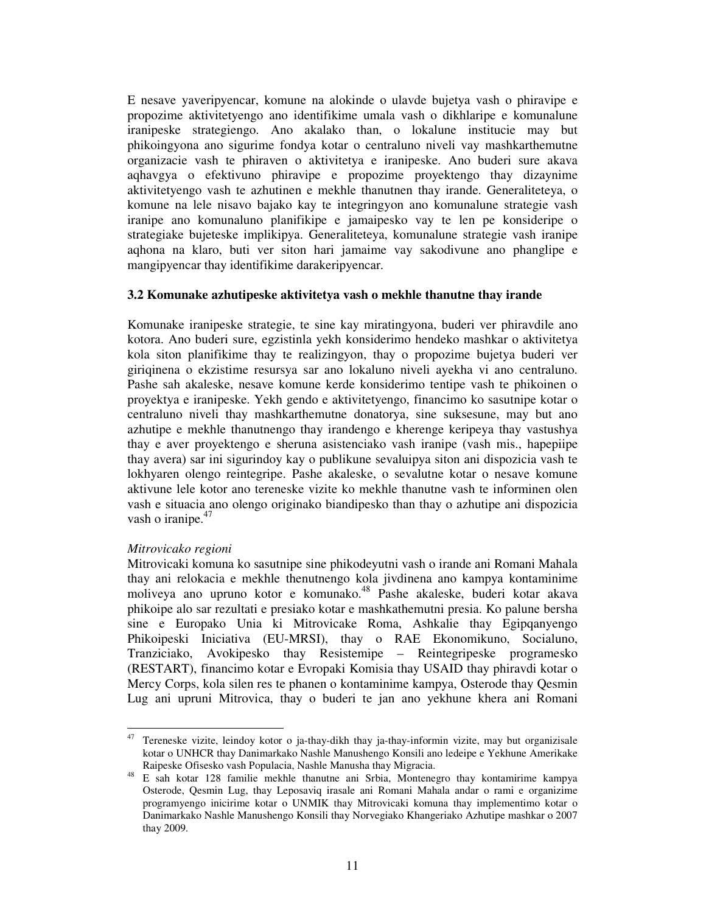E nesave yaveripyencar, komune na alokinde o ulavde bujetya vash o phiravipe e propozime aktivitetyengo ano identifikime umala vash o dikhlaripe e komunalune iranipeske strategiengo. Ano akalako than, o lokalune institucie may but phikoingyona ano sigurime fondya kotar o centraluno niveli vay mashkarthemutne organizacie vash te phiraven o aktivitetya e iranipeske. Ano buderi sure akava aqhavgya o efektivuno phiravipe e propozime proyektengo thay dizaynime aktivitetyengo vash te azhutinen e mekhle thanutnen thay irande. Generaliteteya, o komune na lele nisavo bajako kay te integringyon ano komunalune strategie vash iranipe ano komunaluno planifikipe e jamaipesko vay te len pe konsideripe o strategiake bujeteske implikipya. Generaliteteya, komunalune strategie vash iranipe aqhona na klaro, buti ver siton hari jamaime vay sakodivune ano phanglipe e mangipyencar thay identifikime darakeripyencar.

**3.2 Komunake azhutipeske aktivitetya vash o mekhle thanutne thay irande**

Komunake iranipeske strategie, te sine kay miratingyona, buderi ver phiravdile ano kotora. Ano buderi sure, egzistinla yekh konsiderimo hendeko mashkar o aktivitetya kola siton planifikime thay te realizingyon, thay o propozime bujetya buderi ver giriqinena o ekzistime resursya sar ano lokaluno niveli ayekha vi ano centraluno. Pashe sah akaleske, nesave komune kerde konsiderimo tentipe vash te phikoinen o proyektya e iranipeske. Yekh gendo e aktivitetyengo, financimo ko sasutnipe kotar o centraluno niveli thay mashkarthemutne donatorya, sine suksesune, may but ano azhutipe e mekhle thanutnengo thay irandengo e kherenge keripeya thay vastushya thay e aver proyektengo e sheruna asistenciako vash iranipe (vash mis., hapepiipe thay avera) sar ini sigurindoy kay o publikune sevaluipya siton ani dispozicia vash te lokhyaren olengo reintegripe. Pashe akaleske, o sevalutne kotar o nesave komune aktivune lele kotor ano tereneske vizite ko mekhle thanutne vash te informinen olen vash e situacia ano olengo originako biandipesko than thay o azhutipe ani dispozicia vash o iranipe.[47]

*Mitrovicako regioni*

Mitrovicaki komuna ko sasutnipe sine phikodeyutni vash o irande ani Romani Mahala thay ani relokacia e mekhle thenutnengo kola jivdinena ano kampya kontaminime moliveya ano upruno kotor e komunako.[48] Pashe akaleske, buderi kotar akava phikoipe alo sar rezultati e presiako kotar e mashkathemutni presia. Ko palune bersha sine e Europako Unia ki Mitrovicake Roma, Ashkalie thay Egipqanyengo Phikoipeski Iniciativa (EU-MRSI), thay o RAE Ekonomikuno, Socialuno, Tranziciako, Avokipesko thay Resistemipe – Reintegripeske programesko (RESTART), financimo kotar e Evropaki Komisia thay USAID thay phiravdi kotar o Mercy Corps, kola silen res te phanen o kontaminime kampya, Osterode thay Qesmin Lug ani upruni Mitrovica, thay o buderi te jan ano yekhune khera ani Romani

[47] Tereneske vizite, leindoy kotor o ja-thay-dikh thay ja-thay-informin vizite, may but organizisale kotar o UNHCR thay Danimarkako Nashle Manushengo Konsili ano ledeipe e Yekhune Amerikake Raipeske Ofisesko vash Populacia, Nashle Manusha thay Migracia.

[48] E sah kotar 128 familie mekhle thanutne ani Srbia, Montenegro thay kontamirime kampya Osterode, Qesmin Lug, thay Leposaviq irasale ani Romani Mahala andar o rami e organizime programyengo inicirime kotar o UNMIK thay Mitrovicaki komuna thay implementimo kotar o Danimarkako Nashle Manushengo Konsili thay Norvegiako Khangeriako Azhutipe mashkar o 2007 thay 2009.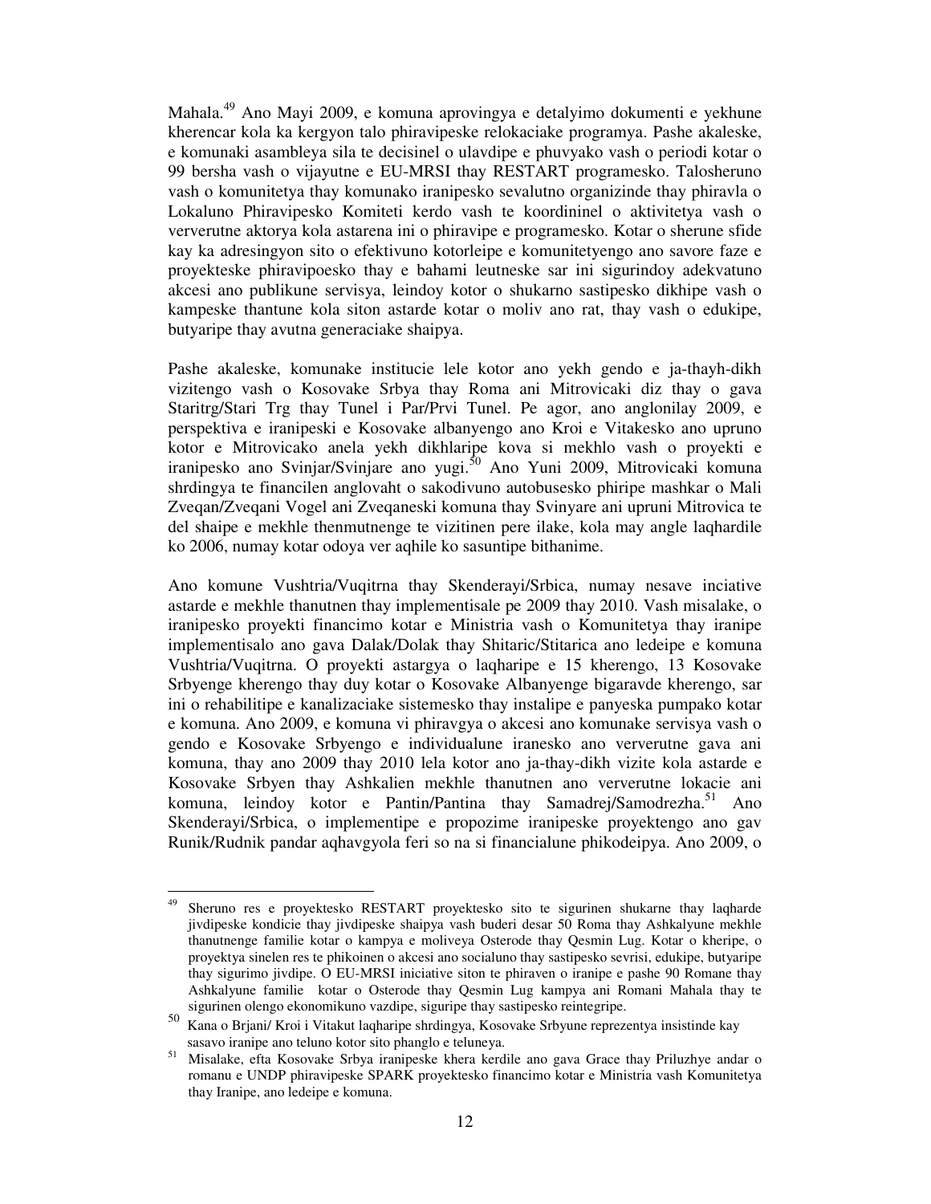Mahala.[49] Ano Mayi 2009, e komuna aprovingya e detalyimo dokumenti e yekhune kherencar kola ka kergyon talo phiravipeske relokaciake programya. Pashe akaleske, e komunaki asambleya sila te decisinel o ulavdipe e phuvyako vash o periodi kotar o 99 bersha vash o vijayutne e EU-MRSI thay RESTART programesko. Talosheruno vash o komunitetya thay komunako iranipesko sevalutno organizinde thay phiravla o Lokaluno Phiravipesko Komiteti kerdo vash te koordininel o aktivitetya vash o ververutne aktorya kola astarena ini o phiravipe e programesko. Kotar o sherune sfide kay ka adresingyon sito o efektivuno kotorleipe e komunitetyengo ano savore faze e proyekteske phiravipoesko thay e bahami leutneske sar ini sigurindoy adekvatuno akcesi ano publikune servisya, leindoy kotor o shukarno sastipesko dikhipe vash o kampeske thantune kola siton astarde kotar o moliv ano rat, thay vash o edukipe, butyaripe thay avutna generaciake shaipya.

Pashe akaleske, komunake institucie lele kotor ano yekh gendo e ja-thayh-dikh vizitengo vash o Kosovake Srbya thay Roma ani Mitrovicaki diz thay o gava Staritrg/Stari Trg thay Tunel i Par/Prvi Tunel. Pe agor, ano anglonilay 2009, e perspektiva e iranipeski e Kosovake albanyengo ano Kroi e Vitakesko ano upruno kotor e Mitrovicako anela yekh dikhlaripe kova si mekhlo vash o proyekti e iranipesko ano Svinjar/Svinjare ano yugi.[50] Ano Yuni 2009, Mitrovicaki komuna shrdingya te financilen anglovaht o sakodivuno autobusesko phiripe mashkar o Mali Zveqan/Zveqani Vogel ani Zveqaneski komuna thay Svinyare ani upruni Mitrovica te del shaipe e mekhle thenmutnenge te vizitinen pere ilake, kola may angle laqhardile ko 2006, numay kotar odoya ver aqhile ko sasuntipe bithanime.

Ano komune Vushtria/Vuqitrna thay Skenderayi/Srbica, numay nesave inciative astarde e mekhle thanutnen thay implementisale pe 2009 thay 2010. Vash misalake, o iranipesko proyekti financimo kotar e Ministria vash o Komunitetya thay iranipe implementisalo ano gava Dalak/Dolak thay Shitaric/Stitarica ano ledeipe e komuna Vushtria/Vuqitrna. O proyekti astargya o laqharipe e 15 kherengo, 13 Kosovake Srbyenge kherengo thay duy kotar o Kosovake Albanyenge bigaravde kherengo, sar ini o rehabilitipe e kanalizaciake sistemesko thay instalipe e panyeska pumpako kotar e komuna. Ano 2009, e komuna vi phiravgya o akcesi ano komunake servisya vash o gendo e Kosovake Srbyengo e individualune iranesko ano ververutne gava ani komuna, thay ano 2009 thay 2010 lela kotor ano ja-thay-dikh vizite kola astarde e Kosovake Srbyen thay Ashkalien mekhle thanutnen ano ververutne lokacie ani komuna, leindoy kotor e Pantin/Pantina thay Samadrej/Samodrezha.[51] Ano Skenderayi/Srbica, o implementipe e propozime iranipeske proyektengo ano gav Runik/Rudnik pandar aqhavgyola feri so na si financialune phikodeipya. Ano 2009, o

---

[49] Sheruno res e proyektesko RESTART proyektesko sito te sigurinen shukarne thay laqharde jivdipeske kondicie thay jivdipeske shaipya vash buderi desar 50 Roma thay Ashkalyune mekhle thanutnenge familie kotar o kampya e moliveya Osterode thay Qesmin Lug. Kotar o kheripe, o proyektya sinelen res te phikoinen o akcesi ano socialuno thay sastipesko sevrisi, edukipe, butyaripe thay sigurimo jivdipe. O EU-MRSI iniciative siton te phiraven o iranipe e pashe 90 Romane thay Ashkalyune familie kotar o Osterode thay Qesmin Lug kampya ani Romani Mahala thay te sigurinen olengo ekonomikuno vazdipe, siguripe thay sastipesko reintegripe.

[50] Kana o Brjani/ Kroi i Vitakut laqharipe shrdingya, Kosovake Srbyune reprezentya insistinde kay sasavo iranipe ano teluno kotor sito phanglo e teluneya.

[51] Misalake, efta Kosovake Srbya iranipeske khera kerdile ano gava Grace thay Priluzhye andar o romanu e UNDP phiravipeske SPARK proyektesko financimo kotar e Ministria vash Komunitetya thay Iranipe, ano ledeipe e komuna.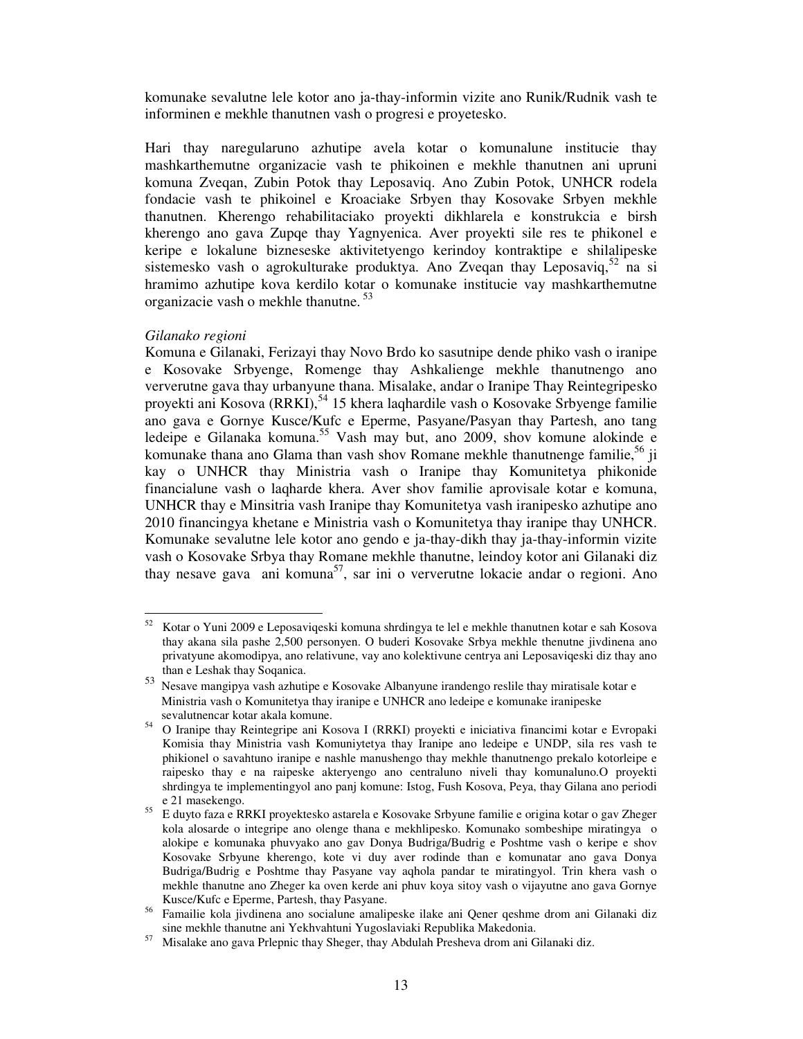komunake sevalutne lele kotor ano ja-thay-informin vizite ano Runik/Rudnik vash te informinen e mekhle thanutnen vash o progresi e proyetesko.

Hari thay naregularuno azhutipe avela kotar o komunalune institucie thay mashkarthemutne organizacie vash te phikoinen e mekhle thanutnen ani upruni komuna Zveqan, Zubin Potok thay Leposaviq. Ano Zubin Potok, UNHCR rodela fondacie vash te phikoinel e Kroaciake Srbyen thay Kosovake Srbyen mekhle thanutnen. Kherengo rehabilitaciako proyekti dikhlarela e konstrukcia e birsh kherengo ano gava Zupqe thay Yagnyenica. Aver proyekti sile res te phikonel e keripe e lokalune bizneseske aktivitetyengo kerindoy kontraktipe e shilalipeske sistemesko vash o agrokulturake produktya. Ano Zveqan thay Leposaviq,[52] na si hramimo azhutipe kova kerdilo kotar o komunake institucie vay mashkarthemutne organizacie vash o mekhle thanutne.[53]

*Gilanako regioni*

Komuna e Gilanaki, Ferizayi thay Novo Brdo ko sasutnipe dende phiko vash o iranipe e Kosovake Srbyenge, Romenge thay Ashkalienge mekhle thanutnengo ano ververutne gava thay urbanyune thana. Misalake, andar o Iranipe Thay Reintegripesko proyekti ani Kosova (RRKI),[54] 15 khera laqhardile vash o Kosovake Srbyenge familie ano gava e Gornye Kusce/Kufc e Eperme, Pasyane/Pasyan thay Partesh, ano tang ledeipe e Gilanaka komuna.[55] Vash may but, ano 2009, shov komune alokinde e komunake thana ano Glama than vash shov Romane mekhle thanutnenge familie,[56] ji kay o UNHCR thay Ministria vash o Iranipe thay Komunitetya phikonide financialune vash o laqharde khera. Aver shov familie aprovisale kotar e komuna, UNHCR thay e Minsitria vash Iranipe thay Komunitetya vash iranipesko azhutipe ano 2010 financingya khetane e Ministria vash o Komunitetya thay iranipe thay UNHCR. Komunake sevalutne lele kotor ano gendo e ja-thay-dikh thay ja-thay-informin vizite vash o Kosovake Srbya thay Romane mekhle thanutne, leindoy kotor ani Gilanaki diz thay nesave gava ani komuna[57], sar ini o ververutne lokacie andar o regioni. Ano

---

[52] Kotar o Yuni 2009 e Leposaviqeski komuna shrdingya te lel e mekhle thanutnen kotar e sah Kosova thay akana sila pashe 2,500 personyen. O buderi Kosovake Srbya mekhle thenutne jivdinena ano privatyune akomodipya, ano relativune, vay ano kolektivune centrya ani Leposaviqeski diz thay ano than e Leshak thay Soqanica.

[53] Nesave mangipya vash azhutipe e Kosovake Albanyune irandengo reslile thay miratisale kotar e Ministria vash o Komunitetya thay iranipe e UNHCR ano ledeipe e komunake iranipeske sevalutnencar kotar akala komune.

[54] O Iranipe thay Reintegripe ani Kosova I (RRKI) proyekti e iniciativa financimi kotar e Evropaki Komisia thay Ministria vash Komuniytetya thay Iranipe ano ledeipe e UNDP, sila res vash te phikionel o savahtuno iranipe e nashle manushengo thay mekhle thanutnengo prekalo kotorleipe e raipesko thay e na raipeske akteryengo ano centraluno niveli thay komunaluno.O proyekti shrdingya te implementingyol ano panj komune: Istog, Fush Kosova, Peya, thay Gilana ano periodi e 21 masekengo.

[55] E duyto faza e RRKI proyektesko astarela e Kosovake Srbyune familie e origina kotar o gav Zheger kola alosarde o integripe ano olenge thana e mekhlipesko. Komunako sombeshipe miratingya o alokipe e komunaka phuvyako ano gav Donya Budriga/Budrig e Poshtme vash o keripe e shov Kosovake Srbyune kherengo, kote vi duy aver rodinde than e komunatar ano gava Donya Budriga/Budrig e Poshtme thay Pasyane vay aqhola pandar te miratingyol. Trin khera vash o mekhle thanutne ano Zheger ka oven kerde ani phuv koya sitoy vash o vijayutne ano gava Gornye Kusce/Kufc e Eperme, Partesh, thay Pasyane.

[56] Famailie kola jivdinena ano socialune amalipeske ilake ani Qener qeshme drom ani Gilanaki diz sine mekhle thanutne ani Yekhvahtuni Yugoslaviaki Republika Makedonia.

[57] Misalake ano gava Prlepnic thay Sheger, thay Abdulah Presheva drom ani Gilanaki diz.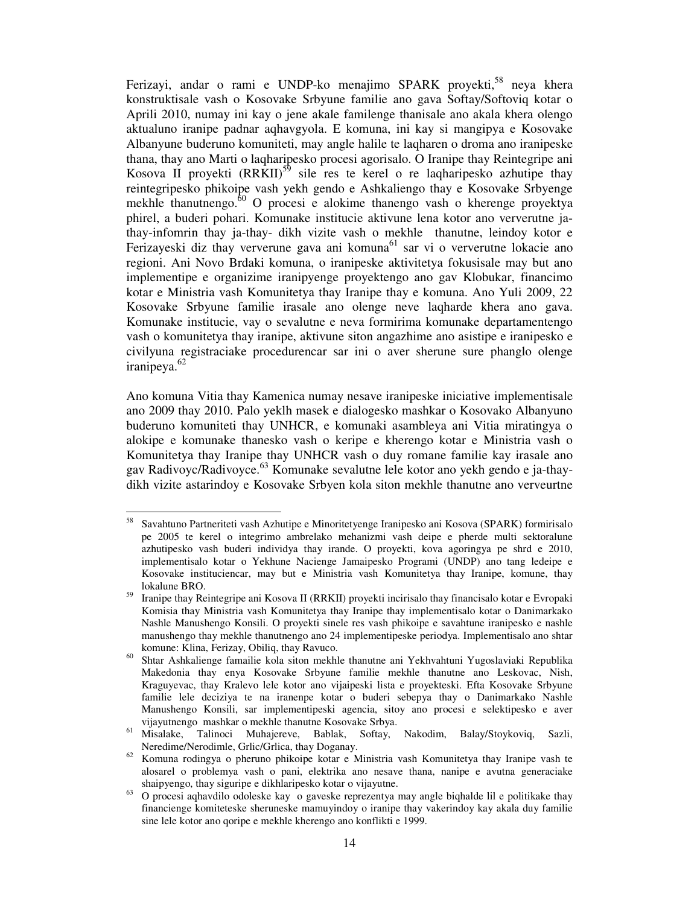Ferizayi, andar o rami e UNDP-ko menajimo SPARK proyekti,[58] neya khera konstruktisale vash o Kosovake Srbyune familie ano gava Softay/Softoviq kotar o Aprili 2010, numay ini kay o jene akale familenge thanisale ano akala khera olengo aktualuno iranipe padnar aqhavgyola. E komuna, ini kay si mangipya e Kosovake Albanyune buderuno komuniteti, may angle halile te laqharen o droma ano iranipeske thana, thay ano Marti o laqharipesko procesi agorisalo. O Iranipe thay Reintegripe ani Kosova II proyekti (RRKII)[59] sile res te kerel o re laqharipesko azhutipe thay reintegripesko phikoipe vash yekh gendo e Ashkaliengo thay e Kosovake Srbyenge mekhle thanutnengo.[60] O procesi e alokime thanengo vash o kherenge proyektya phirel, a buderi pohari. Komunake institucie aktivune lena kotor ano ververutne ja-thay-infomrin thay ja-thay- dikh vizite vash o mekhle thanutne, leindoy kotor e Ferizayeski diz thay ververune gava ani komuna[61] sar vi o ververutne lokacie ano regioni. Ani Novo Brdaki komuna, o iranipeske aktivitetya fokusisale may but ano implementipe e organizime iranipyenge proyektengo ano gav Klobukar, financimo kotar e Ministria vash Komunitetya thay Iranipe thay e komuna. Ano Yuli 2009, 22 Kosovake Srbyune familie irasale ano olenge neve laqharde khera ano gava. Komunake institucie, vay o sevalutne e neva formirima komunake departamentengo vash o komunitetya thay iranipe, aktivune siton angazhime ano asistipe e iranipesko e civilyuna registraciake procedurencar sar ini o aver sherune sure phanglo olenge iranipeya.[62]

Ano komuna Vitia thay Kamenica numay nesave iranipeske iniciative implementisale ano 2009 thay 2010. Palo yeklh masek e dialogesko mashkar o Kosovako Albanyuno buderuno komuniteti thay UNHCR, e komunaki asambleya ani Vitia miratingya o alokipe e komunake thanesko vash o keripe e kherengo kotar e Ministria vash o Komunitetya thay Iranipe thay UNHCR vash o duy romane familie kay irasale ano gav Radivoyc/Radivoyce.[63] Komunake sevalutne lele kotor ano yekh gendo e ja-thay-dikh vizite astarindoy e Kosovake Srbyen kola siton mekhle thanutne ano verveurtne

---

[58] Savahtuno Partneriteti vash Azhutipe e Minoritetyenge Iranipesko ani Kosova (SPARK) formirisalo pe 2005 te kerel o integrimo ambrelako mehanizmi vash deipe e pherde multi sektoralune azhutipesko vash buderi individya thay irande. O proyekti, kova agoringya pe shrd e 2010, implementisalo kotar o Yekhune Naciene Jamaipesko Programi (UNDP) ano tang ledeipe e Kosovake instituciencar, may but e Ministria vash Komunitetya thay Iranipe, komune, thay lokalune BRO.

[59] Iranipe thay Reintegripe ani Kosova II (RRKII) proyekti incirisalo thay financisalo kotar e Evropaki Komisia thay Ministria vash Komunitetya thay Iranipe thay implementisalo kotar o Danimarkako Nashle Manushengo Konsili. O proyekti sinele res vash phikoipe e savahtune iranipesko e nashle manushengo thay mekhle thanutnengo ano 24 implementipeske periodya. Implementisalo ano shtar komune: Klina, Ferizay, Obiliq, thay Ravuco.

[60] Shtar Ashkalienge famailie kola siton mekhle thanutne ani Yekhvahtuni Yugoslaviaki Republika Makedonia thay enya Kosovake Srbyune familie mekhle thanutne ano Leskovac, Nish, Kraguyevac, thay Kralevo lele kotor ano vijaipeski lista e proyekteski. Efta Kosovake Srbyune familie lele deciziya te na iranenpe kotar o buderi sebepya thay o Danimarkako Nashle Manushengo Konsili, sar implementipeski agencia, sitoy ano procesi e selektipesko e aver vijayutnengo mashkar o mekhle thanutne Kosovake Srbya.

[61] Misalake, Talinoci Muhajereve, Bablak, Softay, Nakodim, Balay/Stoykoviq, Sazli, Neredime/Nerodimle, Grlic/Grlica, thay Doganay.

[62] Komuna rodingya o pheruno phikoipe kotar e Ministria vash Komunitetya thay Iranipe vash te alosarel o problemya vash o pani, elektrika ano nesave thana, nanipe e avutna generaciake shaipyengo, thay siguripe e dikhlaripesko kotar o vijayutne.

[63] O procesi aqhavdilo odoleske kay o gaveske reprezentya may angle biqhalde lil e politikake thay financienge komiteteske sheruneske mamuyindoy o iranipe thay vakerindoy kay akala duy familie sine lele kotor ano qoripe e mekhle kherengo ano konflikti e 1999.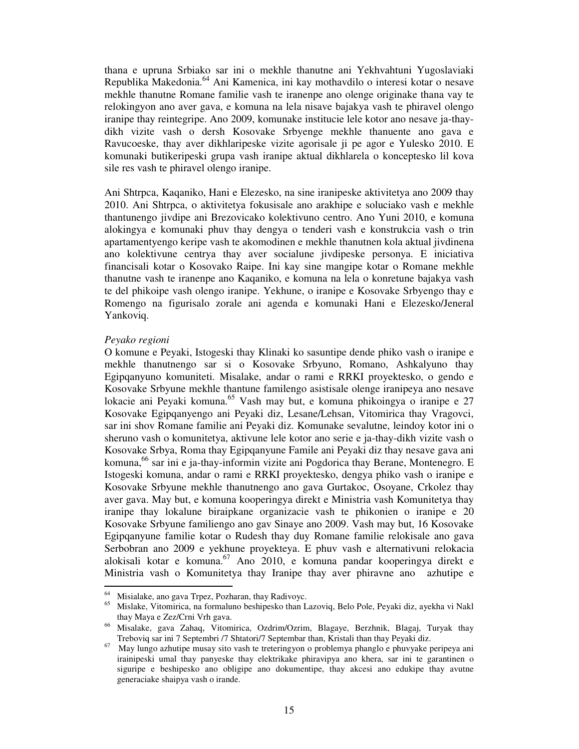thana e upruna Srbiako sar ini o mekhle thanutne ani Yekhvahtuni Yugoslaviaki Republika Makedonia.[64] Ani Kamenica, ini kay mothavdilo o interesi kotar o nesave mekhle thanutne Romane familie vash te iranenpe ano olenge originake thana vay te relokingyon ano aver gava, e komuna na lela nisave bajakya vash te phiravel olengo iranipe thay reintegripe. Ano 2009, komunake institucie lele kotor ano nesave ja-thay-dikh vizite vash o dersh Kosovake Srbyenge mekhle thanuente ano gava e Ravucoeske, thay aver dikhlaripeske vizite agorisale ji pe agor e Yulesko 2010. E komunaki butikeripeski grupa vash iranipe aktual dikhlarela o konceptesko lil kova sile res vash te phiravel olengo iranipe.

Ani Shtrpca, Kaqaniko, Hani e Elezesko, na sine iranipeske aktivitetya ano 2009 thay 2010. Ani Shtrpca, o aktivitetya fokusisale ano arakhipe e soluciako vash e mekhle thantunengo jivdipe ani Brezovicako kolektivuno centro. Ano Yuni 2010, e komuna alokingya e komunaki phuv thay dengya o tenderi vash e konstrukcia vash o trin apartamentyengo keripe vash te akomodinen e mekhle thanutnen kola aktual jivdinena ano kolektivune centrya thay aver socialune jivdipeske personya. E iniciativa financisali kotar o Kosovako Raipe. Ini kay sine mangipe kotar o Romane mekhle thanutne vash te iranenpe ano Kaqaniko, e komuna na lela o konretune bajakya vash te del phikoipe vash olengo iranipe. Yekhune, o iranipe e Kosovake Srbyengo thay e Romengo na figurisalo zorale ani agenda e komunaki Hani e Elezesko/Jeneral Yankoviq.

*Peyako regioni*

O komune e Peyaki, Istogeski thay Klinaki ko sasuntipe dende phiko vash o iranipe e mekhle thanutnengo sar si o Kosovake Srbyuno, Romano, Ashkalyuno thay Egipqanyuno komuniteti. Misalake, andar o rami e RRKI proyektesko, o gendo e Kosovake Srbyune mekhle thantune familengo asistisale olenge iranipeya ano nesave lokacie ani Peyaki komuna.[65] Vash may but, e komuna phikoingya o iranipe e 27 Kosovake Egipqanyengo ani Peyaki diz, Lesane/Lehsan, Vitomirica thay Vragovci, sar ini shov Romane familie ani Peyaki diz. Komunake sevalutne, leindoy kotor ini o sheruno vash o komunitetya, aktivune lele kotor ano serie e ja-thay-dikh vizite vash o Kosovake Srbya, Roma thay Egipqanyune Famile ani Peyaki diz thay nesave gava ani komuna,[66] sar ini e ja-thay-informin vizite ani Pogdorica thay Berane, Montenegro. E Istogeski komuna, andar o rami e RRKI proyektesko, dengya phiko vash o iranipe e Kosovake Srbyune mekhle thanutnengo ano gava Gurtakoc, Osoyane, Crkolez thay aver gava. May but, e komuna kooperingya direkt e Ministria vash Komunitetya thay iranipe thay lokalune biraipkane organizacie vash te phikonien o iranipe e 20 Kosovake Srbyune familiengo ano gav Sinaye ano 2009. Vash may but, 16 Kosovake Egipqanyune familie kotar o Rudesh thay duy Romane familie relokisale ano gava Serbobran ano 2009 e yekhune proyekteya. E phuv vash e alternativuni relokacia alokisali kotar e komuna.[67] Ano 2010, e komuna pandar kooperingya direkt e Ministria vash o Komunitetya thay Iranipe thay aver phiravne ano azhutipe e

[64] Misialake, ano gava Trpez, Pozharan, thay Radivoyc.

[65] Mislake, Vitomirica, na formaluno beshipesko than Lazoviq, Belo Pole, Peyaki diz, ayekha vi Nakl thay Maya e Zez/Crni Vrh gava.

[66] Misalake, gava Zahaq, Vitomirica, Ozdrim/Ozrim, Blagaye, Berzhnik, Blagaj, Turyak thay Treboviq sar ini 7 Septembri /7 Shtatori/7 Septembar than, Kristali than thay Peyaki diz.

[67] May lungo azhutipe musay sito vash te treteringyon o problemya phanglo e phuvyake peripeya ani irainipeski umal thay panyeske thay elektrikake phiravipya ano khera, sar ini te garantinen o siguripe e beshipesko ano obligipe ano dokumentipe, thay akcesi ano edukipe thay avutne generaciake shaipya vash o irande.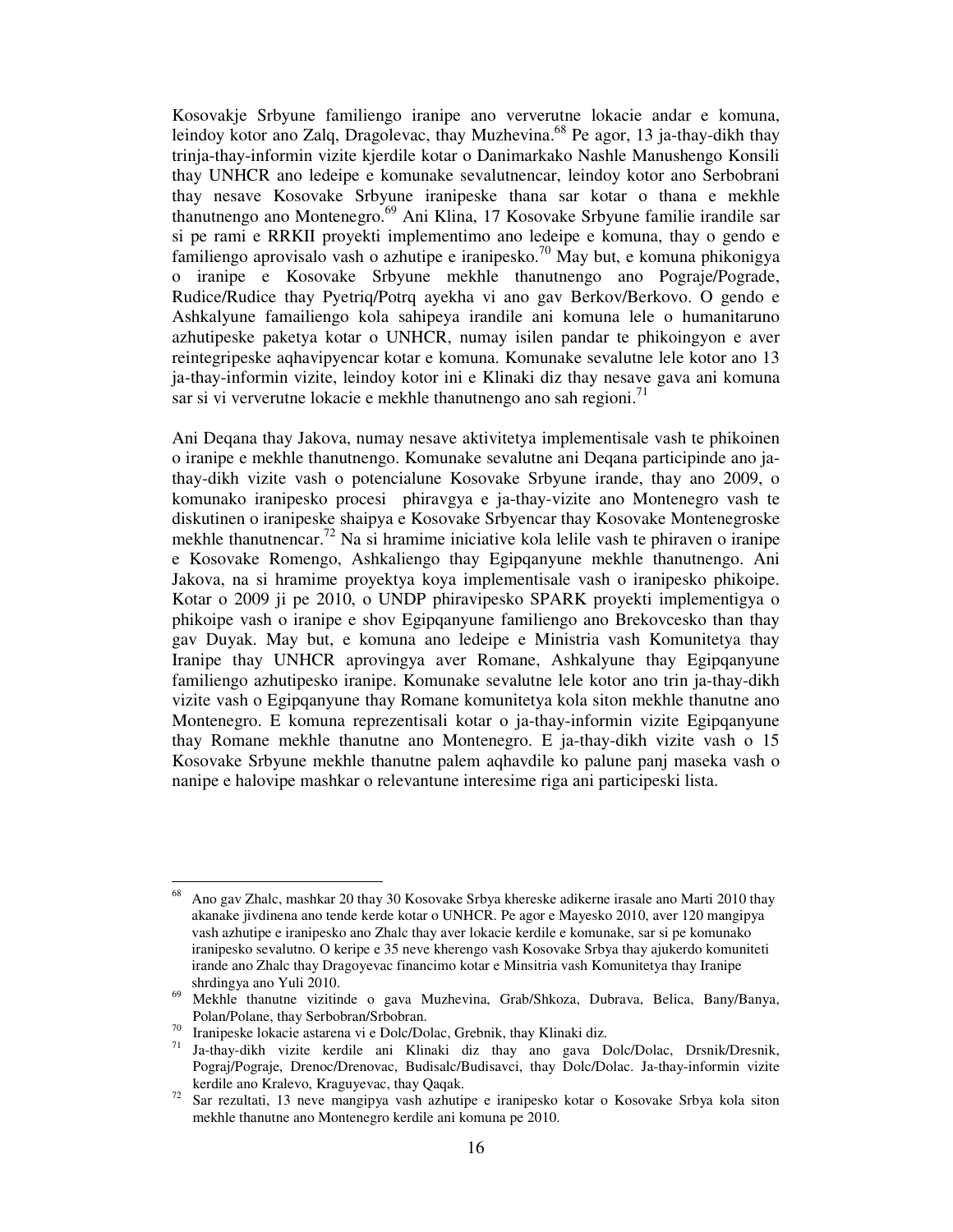Kosovakje Srbyune familiengo iranipe ano ververutne lokacie andar e komuna, leindoy kotor ano Zalq, Dragolevac, thay Muzhevina.[68] Pe agor, 13 ja-thay-dikh thay trinja-thay-informin vizite kjerdile kotar o Danimarkako Nashle Manushengo Konsili thay UNHCR ano ledeipe e komunake sevalutnencar, leindoy kotor ano Serbobrani thay nesave Kosovake Srbyune iranipeske thana sar kotar o thana e mekhle thanutnengo ano Montenegro.[69] Ani Klina, 17 Kosovake Srbyune familie irandile sar si pe rami e RRKII proyekti implementimo ano ledeipe e komuna, thay o gendo e familiengo aprovisalo vash o azhutipe e iranipesko.[70] May but, e komuna phikonigya o iranipe e Kosovake Srbyune mekhle thanutnengo ano Pograje/Pograde, Rudice/Rudice thay Pyetriq/Potrq ayekha vi ano gav Berkov/Berkovo. O gendo e Ashkalyune famailiengo kola sahipeya irandile ani komuna lele o humanitaruno azhutipeske paketya kotar o UNHCR, numay isilen pandar te phikoingyon e aver reintegripeske aqhavipyencar kotar e komuna. Komunake sevalutne lele kotor ano 13 ja-thay-informin vizite, leindoy kotor ini e Klinaki diz thay nesave gava ani komuna sar si vi ververutne lokacie e mekhle thanutnengo ano sah regioni.[71]

Ani Deqana thay Jakova, numay nesave aktivitetya implementisale vash te phikoinen o iranipe e mekhle thanutnengo. Komunake sevalutne ani Deqana participinde ano ja-thay-dikh vizite vash o potencialune Kosovake Srbyune irande, thay ano 2009, o komunako iranipesko procesi phiravgya e ja-thay-vizite ano Montenegro vash te diskutinen o iranipeske shaipya e Kosovake Srbyencar thay Kosovake Montenegroske mekhle thanutnencar.[72] Na si hramime iniciative kola lelile vash te phiraven o iranipe e Kosovake Romengo, Ashkaliengo thay Egipqanyune mekhle thanutnengo. Ani Jakova, na si hramime proyektya koya implementisale vash o iranipesko phikoipe. Kotar o 2009 ji pe 2010, o UNDP phiravipesko SPARK proyekti implementigya o phikoipe vash o iranipe e shov Egipqanyune familiengo ano Brekovcesko than thay gav Duyak. May but, e komuna ano ledeipe e Ministria vash Komunitetya thay Iranipe thay UNHCR aprovingya aver Romane, Ashkalyune thay Egipqanyune familiengo azhutipesko iranipe. Komunake sevalutne lele kotor ano trin ja-thay-dikh vizite vash o Egipqanyune thay Romane komunitetya kola siton mekhle thanutne ano Montenegro. E komuna reprezentisali kotar o ja-thay-informin vizite Egipqanyune thay Romane mekhle thanutne ano Montenegro. E ja-thay-dikh vizite vash o 15 Kosovake Srbyune mekhle thanutne palem aqhavdile ko palune panj maseka vash o nanipe e halovipe mashkar o relevantune interesime riga ani participeski lista.

---

[68] Ano gav Zhalc, mashkar 20 thay 30 Kosovake Srbya khereske adikerne irasale ano Marti 2010 thay akanake jivdinena ano tende kerde kotar o UNHCR. Pe agor e Mayesko 2010, aver 120 mangipya vash azhutipe e iranipesko ano Zhalc thay aver lokacie kerdile e komunake, sar si pe komunako iranipesko sevalutno. O keripe e 35 neve kherengo vash Kosovake Srbya thay ajukerdo komuniteti irande ano Zhalc thay Dragoyevac financimo kotar e Minsitria vash Komunitetya thay Iranipe shrdingya ano Yuli 2010.

[69] Mekhle thanutne vizitinde o gava Muzhevina, Grab/Shkoza, Dubrava, Belica, Bany/Banya, Polan/Polane, thay Serbobran/Srbobran.

[70] Iranipeske lokacie astarena vi e Dolc/Dolac, Grebnik, thay Klinaki diz.

[71] Ja-thay-dikh vizite kerdile ani Klinaki diz thay ano gava Dolc/Dolac, Drsnik/Dresnik, Pograj/Pograje, Drenoc/Drenovac, Budisalc/Budisavci, thay Dolc/Dolac. Ja-thay-informin vizite kerdile ano Kralevo, Kraguyevac, thay Qaqak.

[72] Sar rezultati, 13 neve mangipya vash azhutipe e iranipesko kotar o Kosovake Srbya kola siton mekhle thanutne ano Montenegro kerdile ani komuna pe 2010.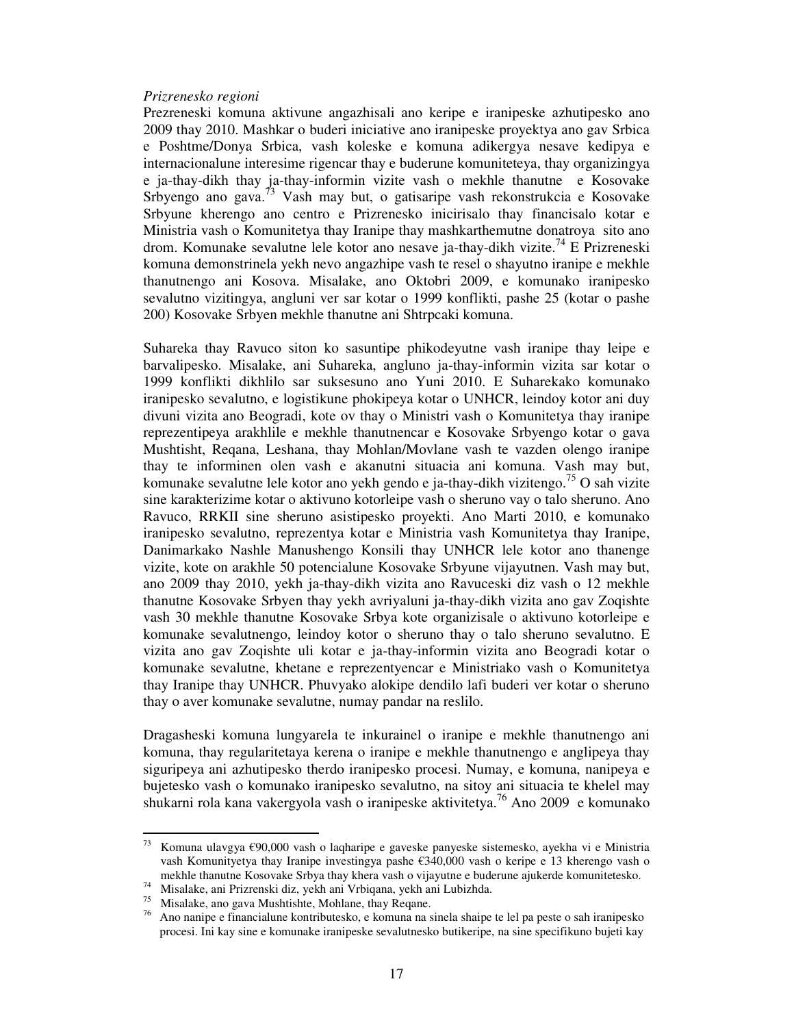*Prizrenesko regioni*

Prezreneski komuna aktivune angazhisali ano keripe e iranipeske azhutipesko ano 2009 thay 2010. Mashkar o buderi iniciative ano iranipeske proyektya ano gav Srbica e Poshtme/Donya Srbica, vash koleske e komuna adikergya nesave kedipya e internacionalune interesime rigencar thay e buderune komuniteteya, thay organizingya e ja-thay-dikh thay ja-thay-informin vizite vash o mekhle thanutne e Kosovake Srbyengo ano gava.[73] Vash may but, o gatisaripe vash rekonstrukcia e Kosovake Srbyune kherengo ano centro e Prizrenesko inicirisalo thay financisalo kotar e Ministria vash o Komunitetya thay Iranipe thay mashkarthemutne donatroya sito ano drom. Komunake sevalutne lele kotor ano nesave ja-thay-dikh vizite.[74] E Prizreneski komuna demonstrinela yekh nevo angazhipe vash te resel o shayutno iranipe e mekhle thanutnengo ani Kosova. Misalake, ano Oktobri 2009, e komunako iranipesko sevalutno vizitingya, angluni ver sar kotar o 1999 konflikti, pashe 25 (kotar o pashe 200) Kosovake Srbyen mekhle thanutne ani Shtrpcaki komuna.

Suhareka thay Ravuco siton ko sasuntipe phikodeyutne vash iranipe thay leipe e barvalipesko. Misalake, ani Suhareka, angluno ja-thay-informin vizita sar kotar o 1999 konflikti dikhlilo sar suksesuno ano Yuni 2010. E Suharekako komunako iranipesko sevalutno, e logistikune phokipeya kotar o UNHCR, leindoy kotor ani duy divuni vizita ano Beogradi, kote ov thay o Ministri vash o Komunitetya thay iranipe reprezentipeya arakhlile e mekhle thanutnencar e Kosovake Srbyengo kotar o gava Mushtisht, Reqana, Leshana, thay Mohlan/Movlane vash te vazden olengo iranipe thay te informinen olen vash e akanutni situacia ani komuna. Vash may but, komunake sevalutne lele kotor ano yekh gendo e ja-thay-dikh vizitengo.[75] O sah vizite sine karakterizime kotar o aktivuno kotorleipe vash o sheruno vay o talo sheruno. Ano Ravuco, RRKII sine sheruno asistipesko proyekti. Ano Marti 2010, e komunako iranipesko sevalutno, reprezentya kotar e Ministria vash Komunitetya thay Iranipe, Danimarkako Nashle Manushengo Konsili thay UNHCR lele kotor ano thanenge vizite, kote on arakhle 50 potencialune Kosovake Srbyune vijayutnen. Vash may but, ano 2009 thay 2010, yekh ja-thay-dikh vizita ano Ravuceski diz vash o 12 mekhle thanutne Kosovake Srbyen thay yekh avriyaluni ja-thay-dikh vizita ano gav Zoqishte vash 30 mekhle thanutne Kosovake Srbya kote organizisale o aktivuno kotorleipe e komunake sevalutnengo, leindoy kotor o sheruno thay o talo sheruno sevalutno. E vizita ano gav Zoqishte uli kotar e ja-thay-informin vizita ano Beogradi kotar o komunake sevalutne, khetane e reprezentyencar e Ministriako vash o Komunitetya thay Iranipe thay UNHCR. Phuvyako alokipe dendilo lafi buderi ver kotar o sheruno thay o aver komunake sevalutne, numay pandar na reslilo.

Dragasheski komuna lungyarela te inkurainel o iranipe e mekhle thanutnengo ani komuna, thay regularitetaya kerena o iranipe e mekhle thanutnengo e anglipeya thay siguripeya ani azhutipesko therdo iranipesko procesi. Numay, e komuna, nanipeya e bujetesko vash o komunako iranipesko sevalutno, na sitoy ani situacia te khelel may shukarni rola kana vakergyola vash o iranipeske aktivitetya.[76] Ano 2009 e komunako

---

[73] Komuna ulavgya €90,000 vash o laqharipe e gaveske panyeske sistemesko, ayekha vi e Ministria vash Komunityetya thay Iranipe investingya pashe €340,000 vash o keripe e 13 kherengo vash o mekhle thanutne Kosovake Srbya thay khera vash o vijayutne e buderune ajukerde komunitetesko.

[74] Misalake, ani Prizrenski diz, yekh ani Vrbiqana, yekh ani Lubizhda.

[75] Misalake, ano gava Mushtishte, Mohlane, thay Reqane.

[76] Ano nanipe e financialune kontributesko, e komuna na sinela shaipe te lel pa peste o sah iranipesko procesi. Ini kay sine e komunake iranipeske sevalutnesko butikeripe, na sine specifikuno bujeti kay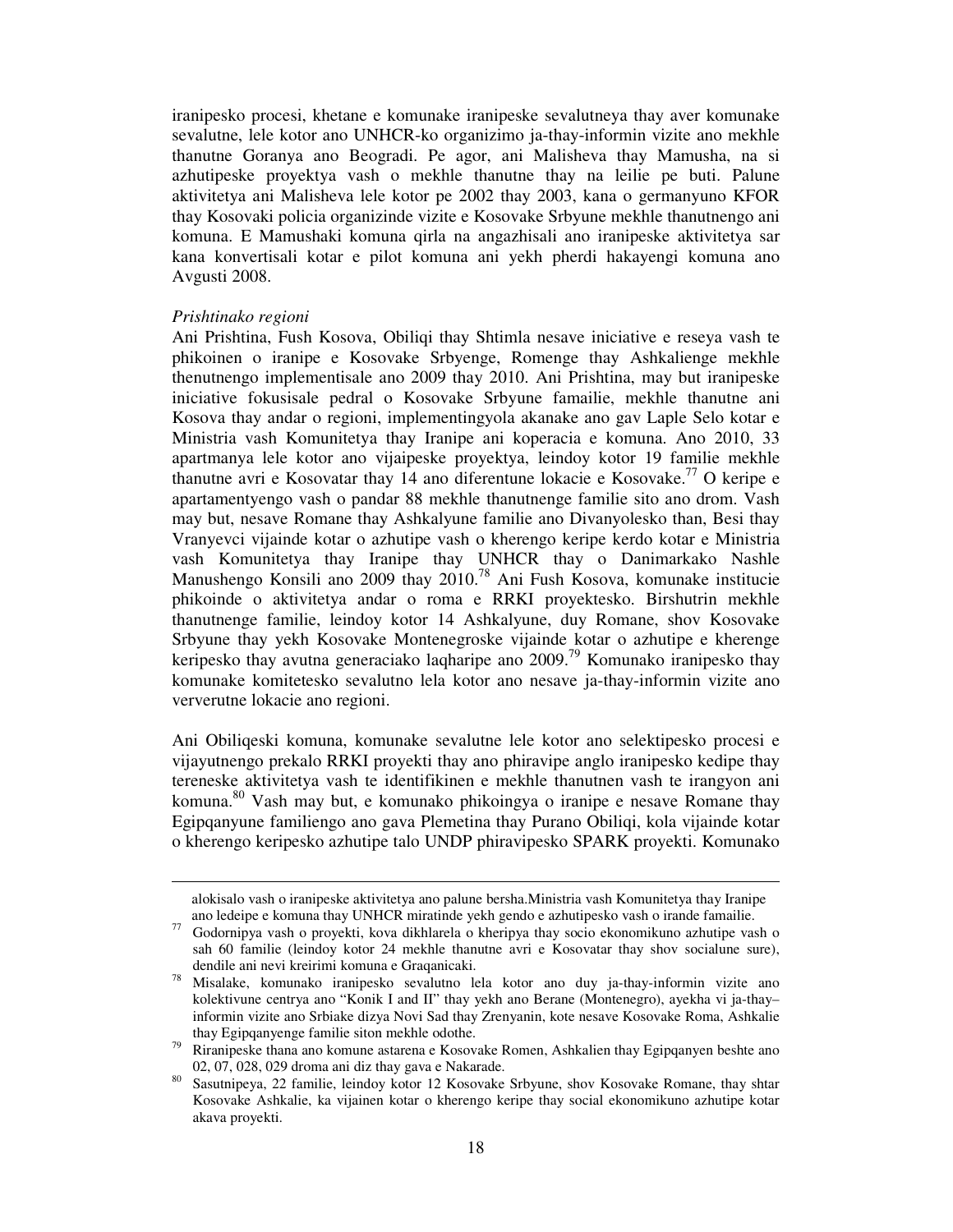iranipesko procesi, khetane e komunake iranipeske sevalutneya thay aver komunake sevalutne, lele kotor ano UNHCR-ko organizimo ja-thay-informin vizite ano mekhle thanutne Goranya ano Beogradi. Pe agor, ani Malisheva thay Mamusha, na si azhutipeske proyektya vash o mekhle thanutne thay na leilie pe buti. Palune aktivitetya ani Malisheva lele kotor pe 2002 thay 2003, kana o germanyuno KFOR thay Kosovaki policia organizinde vizite e Kosovake Srbyune mekhle thanutnengo ani komuna. E Mamushaki komuna qirla na angazhisali ano iranipeske aktivitetya sar kana konvertisali kotar e pilot komuna ani yekh pherdi hakayengi komuna ano Avgusti 2008.

*Prishtinako regioni*

Ani Prishtina, Fush Kosova, Obiliqi thay Shtimla nesave iniciative e reseya vash te phikoinen o iranipe e Kosovake Srbyenge, Romenge thay Ashkalienge mekhle thenutnengo implementisale ano 2009 thay 2010. Ani Prishtina, may but iranipeske iniciative fokusisale pedral o Kosovake Srbyune famailie, mekhle thanutne ani Kosova thay andar o regioni, implementingyola akanake ano gav Laple Selo kotar e Ministria vash Komunitetya thay Iranipe ani koperacia e komuna. Ano 2010, 33 apartmanya lele kotor ano vijaipeske proyektya, leindoy kotor 19 familie mekhle thanutne avri e Kosovatar thay 14 ano diferentune lokacie e Kosovake.[77] O keripe e apartamentyengo vash o pandar 88 mekhle thanutnenge familie sito ano drom. Vash may but, nesave Romane thay Ashkalyune familie ano Divanyolesko than, Besi thay Vranyevci vijainde kotar o azhutipe vash o kherengo keripe kerdo kotar e Ministria vash Komunitetya thay Iranipe thay UNHCR thay o Danimarkako Nashle Manushengo Konsili ano 2009 thay 2010.[78] Ani Fush Kosova, komunake institucie phikoinde o aktivitetya andar o roma e RRKI proyektesko. Birshutrin mekhle thanutnenge familie, leindoy kotor 14 Ashkalyune, duy Romane, shov Kosovake Srbyune thay yekh Kosovake Montenegroske vijainde kotar o azhutipe e kherenge keripesko thay avutna generaciako laqharipe ano 2009.[79] Komunako iranipesko thay komunake komitetesko sevalutno lela kotor ano nesave ja-thay-informin vizite ano ververutne lokacie ano regioni.

Ani Obiliqeski komuna, komunake sevalutne lele kotor ano selektipesko procesi e vijayutnengo prekalo RRKI proyekti thay ano phiravipe anglo iranipesko kedipe thay tereneske aktivitetya vash te identifikinen e mekhle thanutnen vash te irangyon ani komuna.[80] Vash may but, e komunako phikoingya o iranipe e nesave Romane thay Egipqanyune familiengo ano gava Plemetina thay Purano Obiliqi, kola vijainde kotar o kherengo keripesko azhutipe talo UNDP phiravipesko SPARK proyekti. Komunako

---

alokisalo vash o iranipeske aktivitetya ano palune bersha.Ministria vash Komunitetya thay Iranipe ano ledeipe e komuna thay UNHCR miratinde yekh gendo e azhutipesko vash o irande famailie.

[77] Godornipya vash o proyekti, kova dikhlarela o kheripya thay socio ekonomikuno azhutipe vash o sah 60 familie (leindoy kotor 24 mekhle thanutne avri e Kosovatar thay shov socialune sure), dendile ani nevi kreirimi komuna e Graqanicaki.

[78] Misalake, komunako iranipesko sevalutno lela kotor ano duy ja-thay-informin vizite ano kolektivune centrya ano "Konik I and II" thay yekh ano Berane (Montenegro), ayekha vi ja-thay–informin vizite ano Srbiake dizya Novi Sad thay Zrenyanin, kote nesave Kosovake Roma, Ashkalie thay Egipqanyenge familie siton mekhle odothe.

[79] Riranipeske thana ano komune astarena e Kosovake Romen, Ashkalien thay Egipqanyen beshte ano 02, 07, 028, 029 droma ani diz thay gava e Nakarade.

[80] Sasutnipeya, 22 familie, leindoy kotor 12 Kosovake Srbyune, shov Kosovake Romane, thay shtar Kosovake Ashkalie, ka vijainen kotar o kherengo keripe thay social ekonomikuno azhutipe kotar akava proyekti.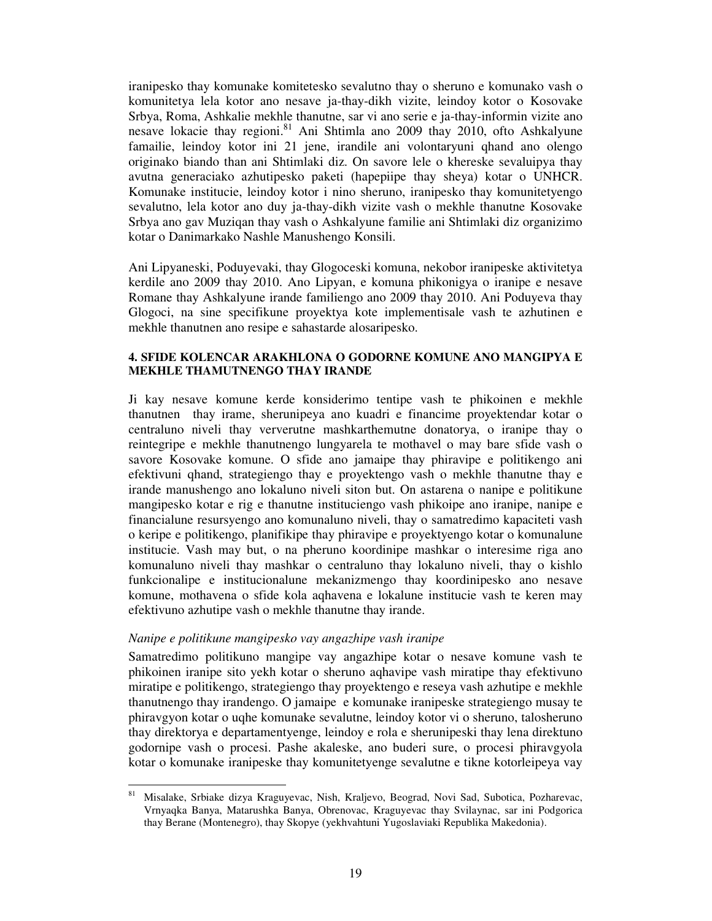iranipesko thay komunake komitetesko sevalutno thay o sheruno e komunako vash o komunitetya lela kotor ano nesave ja-thay-dikh vizite, leindoy kotor o Kosovake Srbya, Roma, Ashkalie mekhle thanutne, sar vi ano serie e ja-thay-informin vizite ano nesave lokacie thay regioni.[81] Ani Shtimla ano 2009 thay 2010, ofto Ashkalyune famailie, leindoy kotor ini 21 jene, irandile ani volontaryuni qhand ano olengo originako biando than ani Shtimlaki diz. On savore lele o khereske sevaluipya thay avutna generaciako azhutipesko paketi (hapepiipe thay sheya) kotar o UNHCR. Komunake institucie, leindoy kotor i nino sheruno, iranipesko thay komunitetyengo sevalutno, lela kotor ano duy ja-thay-dikh vizite vash o mekhle thanutne Kosovake Srbya ano gav Muziqan thay vash o Ashkalyune familie ani Shtimlaki diz organizimo kotar o Danimarkako Nashle Manushengo Konsili.

Ani Lipyaneski, Poduyevaki, thay Glogoceski komuna, nekobor iranipeske aktivitetya kerdile ano 2009 thay 2010. Ano Lipyan, e komuna phikonigya o iranipe e nesave Romane thay Ashkalyune irande familiengo ano 2009 thay 2010. Ani Poduyeva thay Glogoci, na sine specifikune proyektya kote implementisale vash te azhutinen e mekhle thanutnen ano resipe e sahastarde alosaripesko.

#### 4. SFIDE KOLENCAR ARAKHLONA O GODORNE KOMUNE ANO MANGIPYA E MEKHLE THAMUTNENGO THAY IRANDE

Ji kay nesave komune kerde konsiderimo tentipe vash te phikoinen e mekhle thanutnen thay irame, sherunipeya ano kuadri e financime proyektendar kotar o centraluno niveli thay ververutne mashkarthemutne donatorya, o iranipe thay o reintegripe e mekhle thanutnengo lungyarela te mothavel o may bare sfide vash o savore Kosovake komune. O sfide ano jamaipe thay phiravipe e politikengo ani efektivuni qhand, strategiengo thay e proyektengo vash o mekhle thanutne thay e irande manushengo ano lokaluno niveli siton but. On astarena o nanipe e politikune mangipesko kotar e rig e thanutne instituciengo vash phikoipe ano iranipe, nanipe e financialune resursyengo ano komunaluno niveli, thay o samatredimo kapaciteti vash o keripe e politikengo, planifikipe thay phiravipe e proyektyengo kotar o komunalune institucie. Vash may but, o na pheruno koordinipe mashkar o interesime riga ano komunaluno niveli thay mashkar o centraluno thay lokaluno niveli, thay o kishlo funkcionalipe e institucionalune mekanizmengo thay koordinipesko ano nesave komune, mothavena o sfide kola aqhavena e lokalune institucie vash te keren may efektivuno azhutipe vash o mekhle thanutne thay irande.

*Nanipe e politikune mangipesko vay angazhipe vash iranipe*

Samatredimo politikuno mangipe vay angazhipe kotar o nesave komune vash te phikoinen iranipe sito yekh kotar o sheruno aqhavipe vash miratipe thay efektivuno miratipe e politikengo, strategiengo thay proyektengo e reseya vash azhutipe e mekhle thanutnengo thay irandengo. O jamaipe e komunake iranipeske strategiengo musay te phiravgyon kotar o uqhe komunake sevalutne, leindoy kotor vi o sheruno, talosheruno thay direktorya e departamentyenge, leindoy e rola e sherunipeski thay lena direktuno godornipe vash o procesi. Pashe akaleske, ano buderi sure, o procesi phiravgyola kotar o komunake iranipeske thay komunitetyenge sevalutne e tikne kotorleipeya vay

[81] Misalake, Srbiake dizya Kraguyevac, Nish, Kraljevo, Beograd, Novi Sad, Subotica, Pozharevac, Vrnyaqka Banya, Matarushka Banya, Obrenovac, Kraguyevac thay Svilaynac, sar ini Podgorica thay Berane (Montenegro), thay Skopye (yekhvahtuni Yugoslaviaki Republika Makedonia).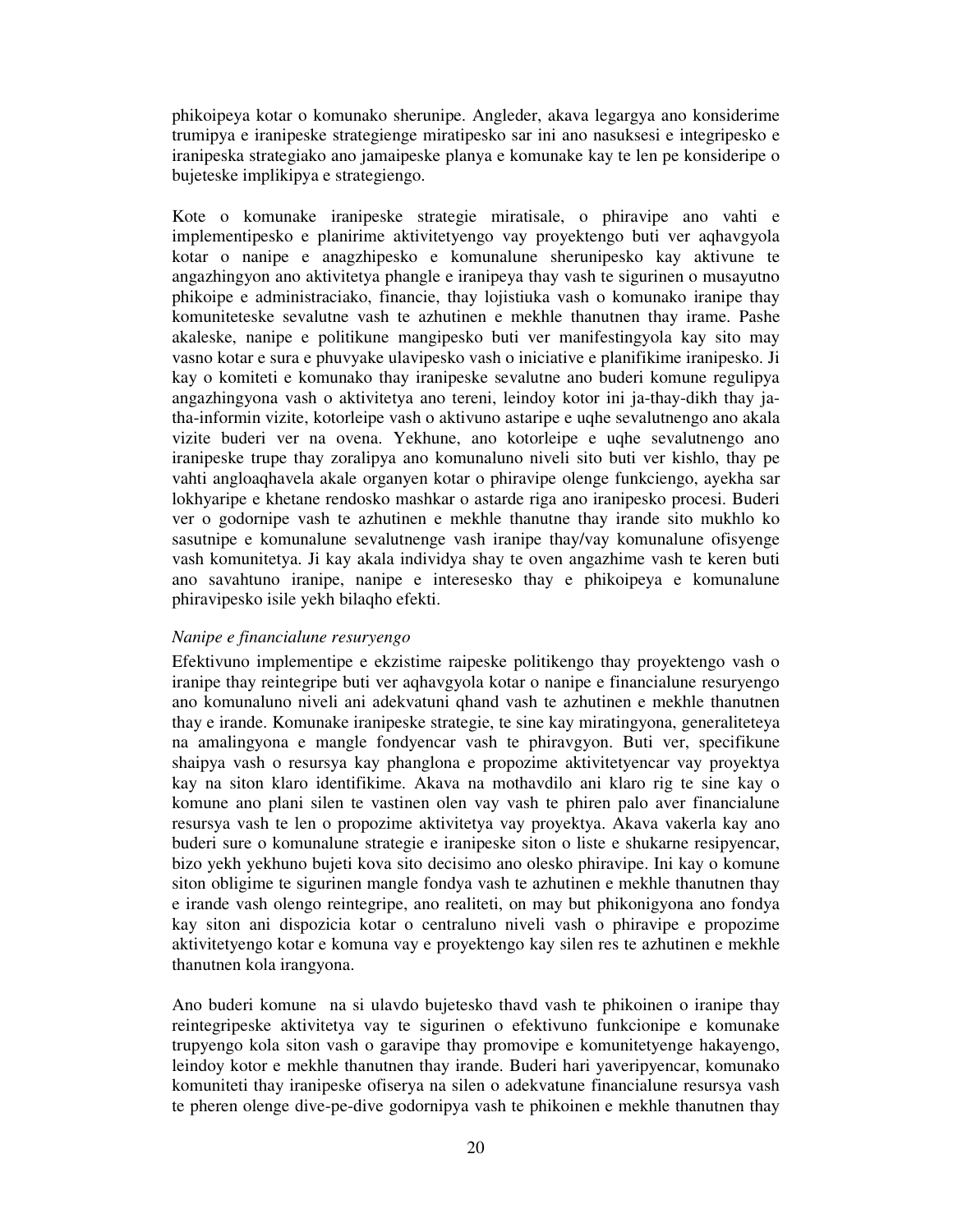phikoipeya kotar o komunako sherunipe. Angleder, akava legargya ano konsiderime trumipya e iranipeske strategienge miratipesko sar ini ano nasuksesi e integripesko e iranipeska strategiako ano jamaipeske planya e komunake kay te len pe konsideripe o bujeteske implikipya e strategiengo.

Kote o komunake iranipeske strategie miratisale, o phiravipe ano vahti e implementipesko e planirime aktivitetyengo vay proyektengo buti ver aqhavgyola kotar o nanipe e anagzhipesko e komunalune sherunipesko kay aktivune te angazhingyon ano aktivitetya phangle e iranipeya thay vash te sigurinen o musayutno phikoipe e administraciako, financie, thay lojistiuka vash o komunako iranipe thay komuniteteske sevalutne vash te azhutinen e mekhle thanutnen thay irame. Pashe akaleske, nanipe e politikune mangipesko buti ver manifestingyola kay sito may vasno kotar e sura e phuvyake ulavipesko vash o iniciative e planifikime iranipesko. Ji kay o komiteti e komunako thay iranipeske sevalutne ano buderi komune regulipya angazhingyona vash o aktivitetya ano tereni, leindoy kotor ini ja-thay-dikh thay ja-tha-informin vizite, kotorleipe vash o aktivuno astaripe e uqhe sevalutnengo ano akala vizite buderi ver na ovena. Yekhune, ano kotorleipe e uqhe sevalutnengo ano iranipeske trupe thay zoralipya ano komunaluno niveli sito buti ver kishlo, thay pe vahti angloaqhavela akale organyen kotar o phiravipe olenge funkciengo, ayekha sar lokhyaripe e khetane rendosko mashkar o astarde riga ano iranipesko procesi. Buderi ver o godornipe vash te azhutinen e mekhle thanutne thay irande sito mukhlo ko sasutnipe e komunalune sevalutnenge vash iranipe thay/vay komunalune ofisyenge vash komunitetya. Ji kay akala individya shay te oven angazhime vash te keren buti ano savahtuno iranipe, nanipe e interesesko thay e phikoipeya e komunalune phiravipesko isile yekh bilaqho efekti.

*Nanipe e financialune resuryengo*

Efektivuno implementipe e ekzistime raipeske politikengo thay proyektengo vash o iranipe thay reintegripe buti ver aqhavgyola kotar o nanipe e financialune resuryengo ano komunaluno niveli ani adekvatuni qhand vash te azhutinen e mekhle thanutnen thay e irande. Komunake iranipeske strategie, te sine kay miratingyona, generaliteteya na amalingyona e mangle fondyencar vash te phiravgyon. Buti ver, specifikune shaipya vash o resursya kay phanglona e propozime aktivitetyencar vay proyektya kay na siton klaro identifikime. Akava na mothavdilo ani klaro rig te sine kay o komune ano plani silen te vastinen olen vay vash te phiren palo aver financialune resursya vash te len o propozime aktivitetya vay proyektya. Akava vakerla kay ano buderi sure o komunalune strategie e iranipeske siton o liste e shukarne resipyencar, bizo yekh yekhuno bujeti kova sito decisimo ano olesko phiravipe. Ini kay o komune siton obligime te sigurinen mangle fondya vash te azhutinen e mekhle thanutnen thay e irande vash olengo reintegripe, ano realiteti, on may but phikonigyona ano fondya kay siton ani dispozicia kotar o centraluno niveli vash o phiravipe e propozime aktivitetyengo kotar e komuna vay e proyektengo kay silen res te azhutinen e mekhle thanutnen kola irangyona.

Ano buderi komune na si ulavdo bujetesko thavd vash te phikoinen o iranipe thay reintegripeske aktivitetya vay te sigurinen o efektivuno funkcionipe e komunake trupyengo kola siton vash o garavipe thay promovipe e komunitetyenge hakayengo, leindoy kotor e mekhle thanutnen thay irande. Buderi hari yaveripyencar, komunako komuniteti thay iranipeske ofiserya na silen o adekvatune financialune resursya vash te pheren olenge dive-pe-dive godornipya vash te phikoinen e mekhle thanutnen thay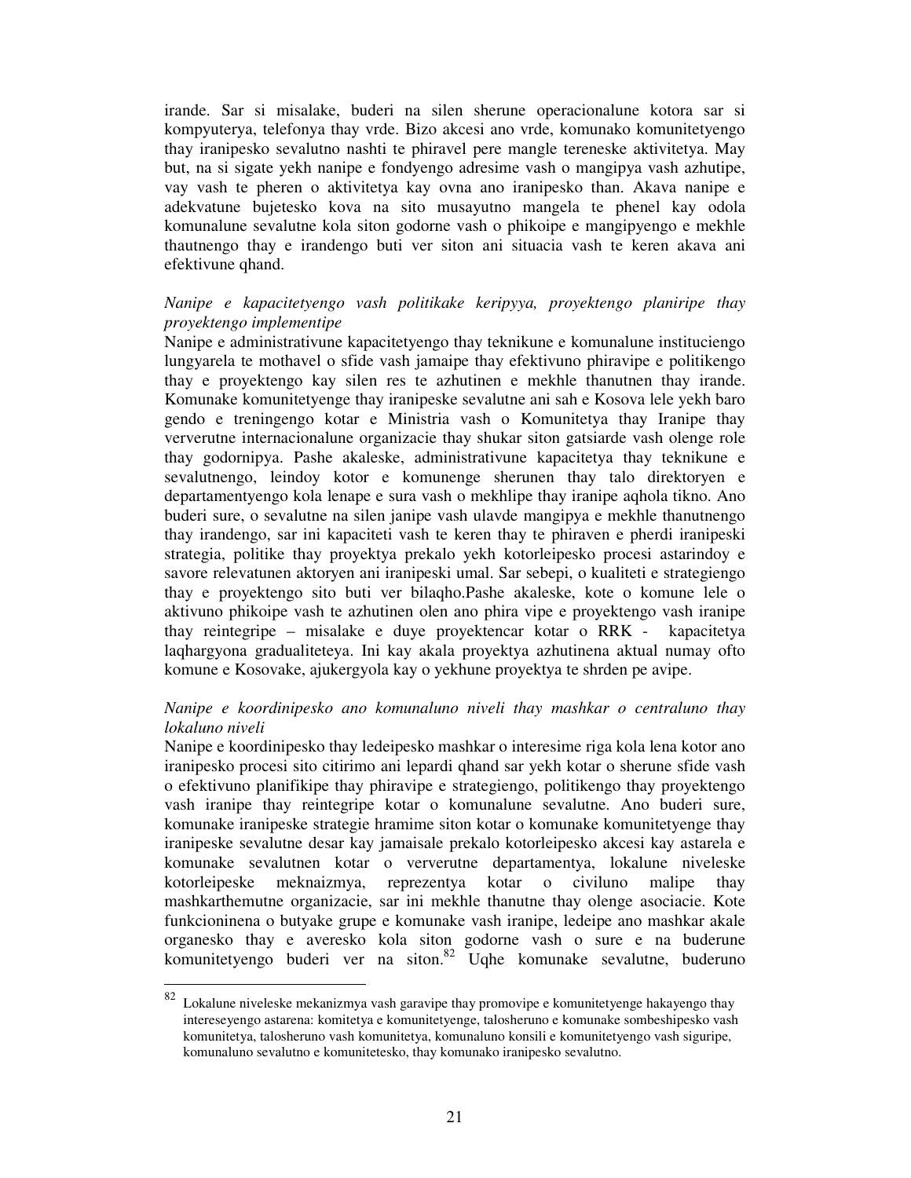irande. Sar si misalake, buderi na silen sherune operacionalune kotora sar si kompyuterya, telefonya thay vrde. Bizo akcesi ano vrde, komunako komunitetyengo thay iranipesko sevalutno nashti te phiravel pere mangle tereneske aktivitetya. May but, na si sigate yekh nanipe e fondyengo adresime vash o mangipya vash azhutipe, vay vash te pheren o aktivitetya kay ovna ano iranipesko than. Akava nanipe e adekvatune bujetesko kova na sito musayutno mangela te phenel kay odola komunalune sevalutne kola siton godorne vash o phikoipe e mangipyengo e mekhle thautnengo thay e irandengo buti ver siton ani situacia vash te keren akava ani efektivune qhand.

*Nanipe e kapacitetyengo vash politikake keripyya, proyektengo planiripe thay proyektengo implementipe*

Nanipe e administrativune kapacitetyengo thay teknikune e komunalune instituciengo lungyarela te mothavel o sfide vash jamaipe thay efektivuno phiravipe e politikengo thay e proyektengo kay silen res te azhutinen e mekhle thanutnen thay irande. Komunake komunitetyenge thay iranipeske sevalutne ani sah e Kosova lele yekh baro gendo e treningengo kotar e Ministria vash o Komunitetya thay Iranipe thay ververutne internacionalune organizacie thay shukar siton gatsiarde vash olenge role thay godornipya. Pashe akaleske, administrativune kapacitetya thay teknikune e sevalutnengo, leindoy kotor e komunenge sherunen thay talo direktoryen e departamentyengo kola lenape e sura vash o mekhlipe thay iranipe aqhola tikno. Ano buderi sure, o sevalutne na silen janipe vash ulavde mangipya e mekhle thanutnengo thay irandengo, sar ini kapaciteti vash te keren thay te phiraven e pherdi iranipeski strategia, politike thay proyektya prekalo yekh kotorleipesko procesi astarindoy e savore relevatunen aktoryen ani iranipeski umal. Sar sebepi, o kualiteti e strategiengo thay e proyektengo sito buti ver bilaqho.Pashe akaleske, kote o komune lele o aktivuno phikoipe vash te azhutinen olen ano phira vipe e proyektengo vash iranipe thay reintegripe – misalake e duye proyektencar kotar o RRK - kapacitetya laqhargyona gradualiteteya. Ini kay akala proyektya azhutinena aktual numay ofto komune e Kosovake, ajukergyola kay o yekhune proyektya te shrden pe avipe.

*Nanipe e koordinipesko ano komunaluno niveli thay mashkar o centraluno thay lokaluno niveli*

Nanipe e koordinipesko thay ledeipesko mashkar o interesime riga kola lena kotor ano iranipesko procesi sito citirimo ani lepardi qhand sar yekh kotar o sherune sfide vash o efektivuno planifikipe thay phiravipe e strategiengo, politikengo thay proyektengo vash iranipe thay reintegripe kotar o komunalune sevalutne. Ano buderi sure, komunake iranipeske strategie hramime siton kotar o komunake komunitetyenge thay iranipeske sevalutne desar kay jamaisale prekalo kotorleipesko akcesi kay astarela e komunake sevalutnen kotar o ververutne departamentya, lokalune niveleske kotorleipeske meknaizmya, reprezentya kotar o civiluno malipe thay mashkarthemutne organizacie, sar ini mekhle thanutne thay olenge asociacie. Kote funkcioninena o butyake grupe e komunake vash iranipe, ledeipe ano mashkar akale organesko thay e averesko kola siton godorne vash o sure e na buderune komunitetyengo buderi ver na siton.[82] Uqhe komunake sevalutne, buderuno

---

[82] Lokalune niveleske mekanizmya vash garavipe thay promovipe e komunitetyenge hakayengo thay intereseyengo astarena: komitetya e komunitetyenge, talosheruno e komunake sombeshipesko vash komunitetya, talosheruno vash komunitetya, komunaluno konsili e komunitetyengo vash siguripe, komunaluno sevalutno e komunitetesko, thay komunako iranipesko sevalutno.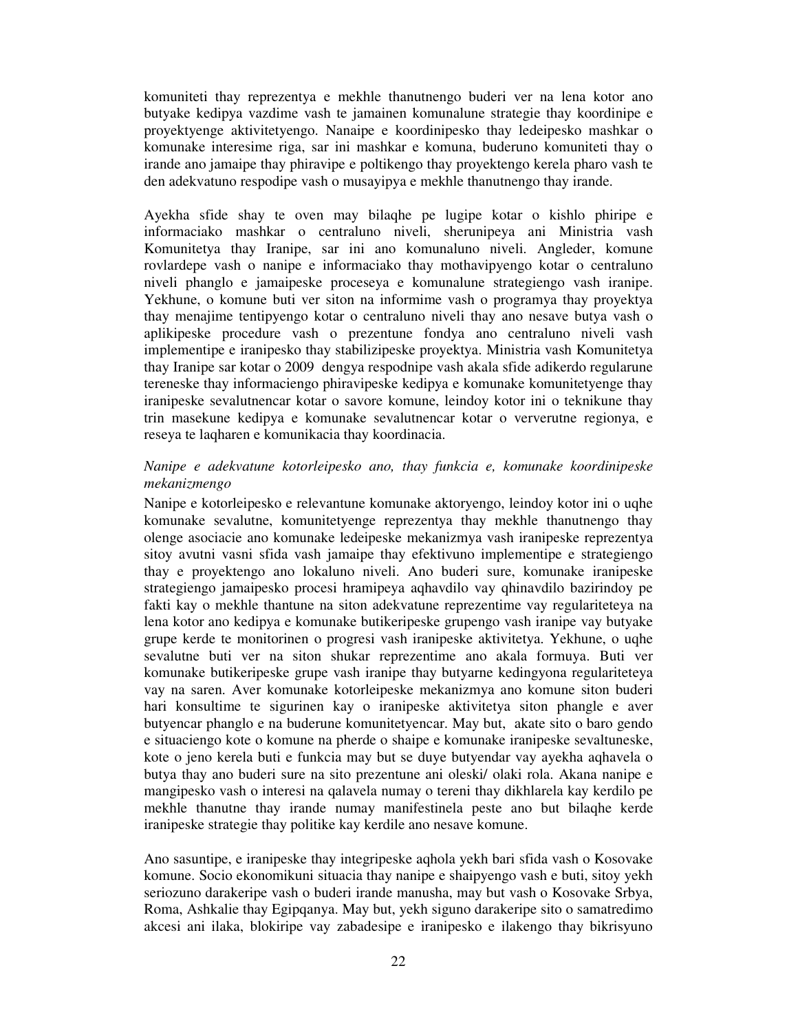komuniteti thay reprezentya e mekhle thanutnengo buderi ver na lena kotor ano butyake kedipya vazdime vash te jamainen komunalune strategie thay koordinipe e proyektyenge aktivitetyengo. Nanaipe e koordinipesko thay ledeipesko mashkar o komunake interesime riga, sar ini mashkar e komuna, buderuno komuniteti thay o irande ano jamaipe thay phiravipe e poltikengo thay proyektengo kerela pharo vash te den adekvatuno respodipe vash o musayipya e mekhle thanutnengo thay irande.

Ayekha sfide shay te oven may bilaqhe pe lugipe kotar o kishlo phiripe e informaciako mashkar o centraluno niveli, sherunipeya ani Ministria vash Komunitetya thay Iranipe, sar ini ano komunaluno niveli. Angleder, komune rovlardepe vash o nanipe e informaciako thay mothavipyengo kotar o centraluno niveli phanglo e jamaipeske proceseya e komunalune strategiengo vash iranipe. Yekhune, o komune buti ver siton na informime vash o programya thay proyektya thay menajime tentipyengo kotar o centraluno niveli thay ano nesave butya vash o aplikipeske procedure vash o prezentune fondya ano centraluno niveli vash implementipe e iranipesko thay stabilizipeske proyektya. Ministria vash Komunitetya thay Iranipe sar kotar o 2009 dengya respodnipe vash akala sfide adikerdo regularune tereneske thay informaciengo phiravipeske kedipya e komunake komunitetyenge thay iranipeske sevalutnencar kotar o savore komune, leindoy kotor ini o teknikune thay trin masekune kedipya e komunake sevalutnencar kotar o ververutne regionya, e reseya te laqharen e komunikacia thay koordinacia.

*Nanipe e adekvatune kotorleipesko ano, thay funkcia e, komunake koordinipeske mekanizmengo*

Nanipe e kotorleipesko e relevantune komunake aktoryengo, leindoy kotor ini o uqhe komunake sevalutne, komunitetyenge reprezentya thay mekhle thanutnengo thay olenge asociacie ano komunake ledeipeske mekanizmya vash iranipeske reprezentya sitoy avutni vasni sfida vash jamaipe thay efektivuno implementipe e strategiengo thay e proyektengo ano lokaluno niveli. Ano buderi sure, komunake iranipeske strategiengo jamaipesko procesi hramipeya aqhavdilo vay qhinavdilo bazirindoy pe fakti kay o mekhle thantune na siton adekvatune reprezentime vay regulariteteya na lena kotor ano kedipya e komunake butikeripeske grupengo vash iranipe vay butyake grupe kerde te monitorinen o progresi vash iranipeske aktivitetya. Yekhune, o uqhe sevalutne buti ver na siton shukar reprezentime ano akala formuya. Buti ver komunake butikeripeske grupe vash iranipe thay butyarne kedingyona regulariteteya vay na saren. Aver komunake kotorleipeske mekanizmya ano komune siton buderi hari konsultime te sigurinen kay o iranipeske aktivitetya siton phangle e aver butyencar phanglo e na buderune komunitetyencar. May but, akate sito o baro gendo e situaciengo kote o komune na pherde o shaipe e komunake iranipeske sevaltuneske, kote o jeno kerela buti e funkcia may but se duye butyendar vay ayekha aqhavela o butya thay ano buderi sure na sito prezentune ani oleski/ olaki rola. Akana nanipe e mangipesko vash o interesi na qalavela numay o tereni thay dikhlarela kay kerdilo pe mekhle thanutne thay irande numay manifestinela peste ano but bilaqhe kerde iranipeske strategie thay politike kay kerdile ano nesave komune.

Ano sasuntipe, e iranipeske thay integripeske aqhola yekh bari sfida vash o Kosovake komune. Socio ekonomikuni situacia thay nanipe e shaipyengo vash e buti, sitoy yekh seriozuno darakeripe vash o buderi irande manusha, may but vash o Kosovake Srbya, Roma, Ashkalie thay Egipqanya. May but, yekh siguno darakeripe sito o samatredimo akcesi ani ilaka, blokiripe vay zabadesipe e iranipesko e ilakengo thay bikrisyuno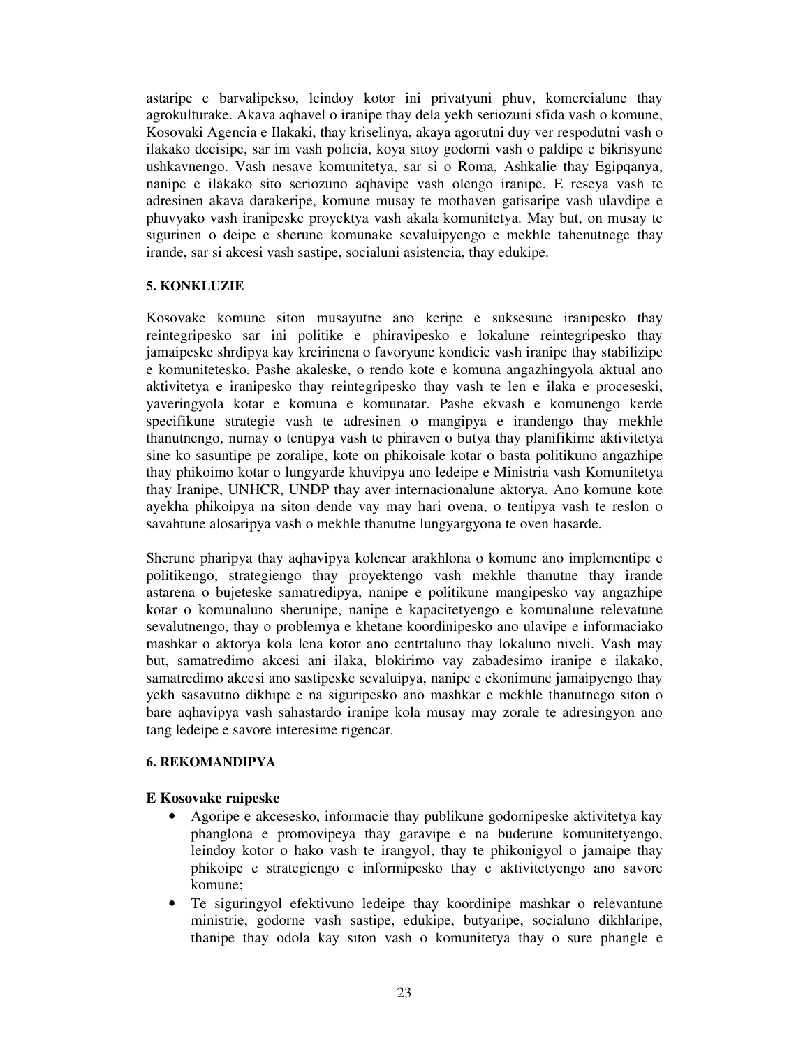astaripe e barvalipekso, leindoy kotor ini privatyuni phuv, komercialune thay agrokulturake. Akava aqhavel o iranipe thay dela yekh seriozuni sfida vash o komune, Kosovaki Agencia e Ilakaki, thay kriselinya, akaya agorutni duy ver respodutni vash o ilakako decisipe, sar ini vash policia, koya sitoy godorni vash o paldipe e bikrisyune ushkavnengo. Vash nesave komunitetya, sar si o Roma, Ashkalie thay Egipqanya, nanipe e ilakako sito seriozuno aqhavipe vash olengo iranipe. E reseya vash te adresinen akava darakeripe, komune musay te mothaven gatisaripe vash ulavdipe e phuvyako vash iranipeske proyektya vash akala komunitetya. May but, on musay te sigurinen o deipe e sherune komunake sevaluipyengo e mekhle tahenutnege thay irande, sar si akcesi vash sastipe, socialuni asistencia, thay edukipe.

#### 5. KONKLUZIE

Kosovake komune siton musayutne ano keripe e suksesune iranipesko thay reintegripesko sar ini politike e phiravipesko e lokalune reintegripesko thay jamaipeske shrdipya kay kreirinena o favoryune kondicie vash iranipe thay stabilizipe e komunitetesko. Pashe akaleske, o rendo kote e komuna angazhingyola aktual ano aktivitetya e iranipesko thay reintegripesko thay vash te len e ilaka e proceseski, yaveringyola kotar e komuna e komunatar. Pashe ekvash e komunengo kerde specifikune strategie vash te adresinen o mangipya e irandengo thay mekhle thanutnengo, numay o tentipya vash te phiraven o butya thay planifikime aktivitetya sine ko sasuntipe pe zoralipe, kote on phikoisale kotar o basta politikuno angazhipe thay phikoimo kotar o lungyarde khuvipya ano ledeipe e Ministria vash Komunitetya thay Iranipe, UNHCR, UNDP thay aver internacionalune aktorya. Ano komune kote ayekha phikoipya na siton dende vay may hari ovena, o tentipya vash te reslon o savahtune alosaripya vash o mekhle thanutne lungyargyona te oven hasarde.

Sherune pharipya thay aqhavipya kolencar arakhlona o komune ano implementipe e politikengo, strategiengo thay proyektengo vash mekhle thanutne thay irande astarena o bujeteske samatredipya, nanipe e politikune mangipesko vay angazhipe kotar o komunaluno sherunipe, nanipe e kapacitetyengo e komunalune relevatune sevalutnengo, thay o problemya e khetane koordinipesko ano ulavipe e informaciako mashkar o aktorya kola lena kotor ano centrtaluno thay lokaluno niveli. Vash may but, samatredimo akcesi ani ilaka, blokirimo vay zabadesimo iranipe e ilakako, samatredimo akcesi ano sastipeske sevaluipya, nanipe e ekonimune jamaipyengo thay yekh sasavutno dikhipe e na siguripesko ano mashkar e mekhle thanutnego siton o bare aqhavipya vash sahastardo iranipe kola musay may zorale te adresingyon ano tang ledeipe e savore interesime rigencar.

#### 6. REKOMANDIPYA

**E Kosovake raipeske**

- Agoripe e akcesesko, informacie thay publikune godornipeske aktivitetya kay phanglona e promovipeya thay garavipe e na buderune komunitetyengo, leindoy kotor o hako vash te irangyol, thay te phikonigyol o jamaipe thay phikoipe e strategiengo e informipesko thay e aktivitetyengo ano savore komune;
- Te siguringyol efektivuno ledeipe thay koordinipe mashkar o relevantune ministrie, godorne vash sastipe, edukipe, butyaripe, socialuno dikhlaripe, thanipe thay odola kay siton vash o komunitetya thay o sure phangle e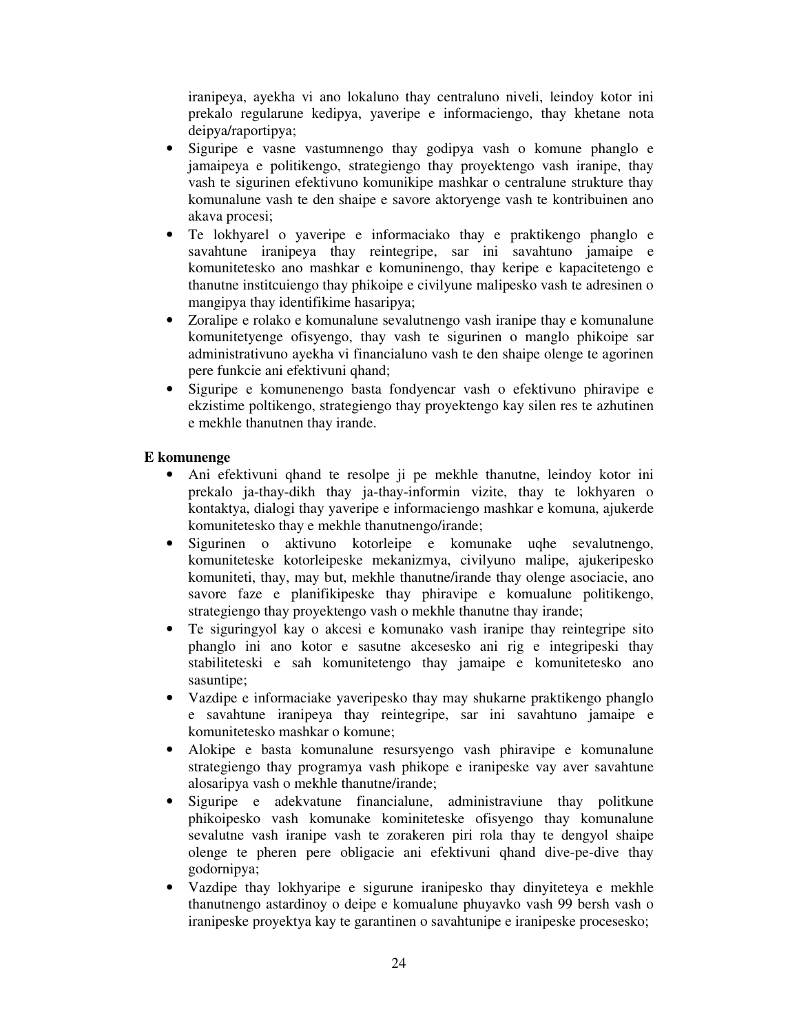iranipeya, ayekha vi ano lokaluno thay centraluno niveli, leindoy kotor ini prekalo regularune kedipya, yaveripe e informaciengo, thay khetane nota deipya/raportipya;

- Siguripe e vasne vastumnengo thay godipya vash o komune phanglo e jamaipeya e politikengo, strategiengo thay proyektengo vash iranipe, thay vash te sigurinen efektivuno komunikipe mashkar o centralune strukture thay komunalune vash te den shaipe e savore aktoryenge vash te kontribuinen ano akava procesi;
- Te lokhyarel o yaveripe e informaciako thay e praktikengo phanglo e savahtune iranipeya thay reintegripe, sar ini savahtuno jamaipe e komunitetesko ano mashkar e komuninengo, thay keripe e kapacitetengo e thanutne institcuiengo thay phikoipe e civilyune malipesko vash te adresinen o mangipya thay identifikime hasaripya;
- Zoralipe e rolako e komunalune sevalutnengo vash iranipe thay e komunalune komunitetyenge ofisyengo, thay vash te sigurinen o manglo phikoipe sar administrativuno ayekha vi financialuno vash te den shaipe olenge te agorinen pere funkcie ani efektivuni qhand;
- Siguripe e komunenengo basta fondyencar vash o efektivuno phiravipe e ekzistime poltikengo, strategiengo thay proyektengo kay silen res te azhutinen e mekhle thanutnen thay irande.

**E komunenge**

- Ani efektivuni qhand te resolpe ji pe mekhle thanutne, leindoy kotor ini prekalo ja-thay-dikh thay ja-thay-informin vizite, thay te lokhyaren o kontaktya, dialogi thay yaveripe e informaciengo mashkar e komuna, ajukerde komunitetesko thay e mekhle thanutnengo/irande;
- Sigurinen o aktivuno kotorleipe e komunake uqhe sevalutnengo, komuniteteske kotorleipeske mekanizmya, civilyuno malipe, ajukeripesko komuniteti, thay, may but, mekhle thanutne/irande thay olenge asociacie, ano savore faze e planifikipeske thay phiravipe e komualune politikengo, strategiengo thay proyektengo vash o mekhle thanutne thay irande;
- Te siguringyol kay o akcesi e komunako vash iranipe thay reintegripe sito phanglo ini ano kotor e sasutne akcesesko ani rig e integripeski thay stabiliteteski e sah komunitetengo thay jamaipe e komunitetesko ano sasuntipe;
- Vazdipe e informaciake yaveripesko thay may shukarne praktikengo phanglo e savahtune iranipeya thay reintegripe, sar ini savahtuno jamaipe e komunitetesko mashkar o komune;
- Alokipe e basta komunalune resursyengo vash phiravipe e komunalune strategiengo thay programya vash phikope e iranipeske vay aver savahtune alosaripya vash o mekhle thanutne/irande;
- Siguripe e adekvatune financialune, administraviune thay politkune phikoipesko vash komunake kominiteteske ofisyengo thay komunalune sevalutne vash iranipe vash te zorakeren piri rola thay te dengyol shaipe olenge te pheren pere obligacie ani efektivuni qhand dive-pe-dive thay godornipya;
- Vazdipe thay lokhyaripe e sigurune iranipesko thay dinyiteteya e mekhle thanutnengo astardinoy o deipe e komualune phuyavko vash 99 bersh vash o iranipeske proyektya kay te garantinen o savahtunipe e iranipeske procesesko;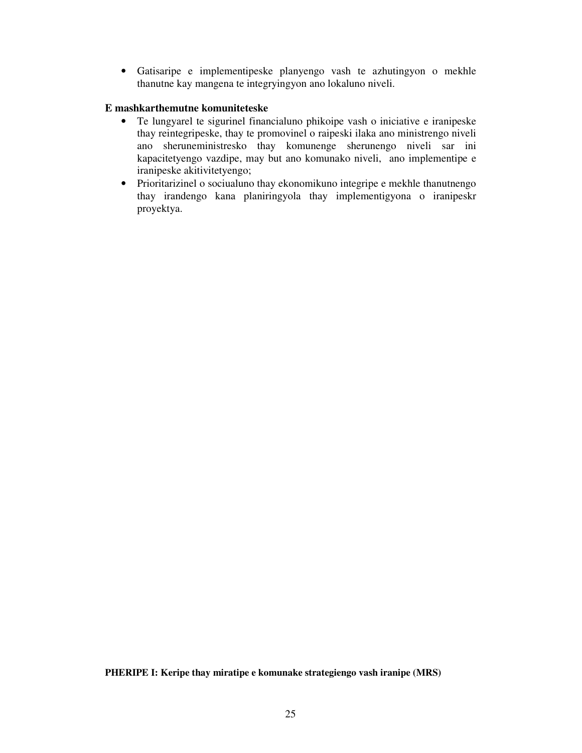- Gatisaripe e implementipeske planyengo vash te azhutingyon o mekhle thanutne kay mangena te integryingyon ano lokaluno niveli.

**E mashkarthemutne komuniteteske**

- Te lungyarel te sigurinel financialuno phikoipe vash o iniciative e iranipeske thay reintegripeske, thay te promovinel o raipeski ilaka ano ministrengo niveli ano sheruneministresko thay komunenge sherunengo niveli sar ini kapacitetyengo vazdipe, may but ano komunako niveli, ano implementipe e iranipeske akitivitetyengo;
- Prioritarizinel o sociualuno thay ekonomikuno integripe e mekhle thanutnengo thay irandengo kana planiringyola thay implementigyona o iranipeskr proyektya.

**PHERIPE I: Keripe thay miratipe e komunake strategiengo vash iranipe (MRS)**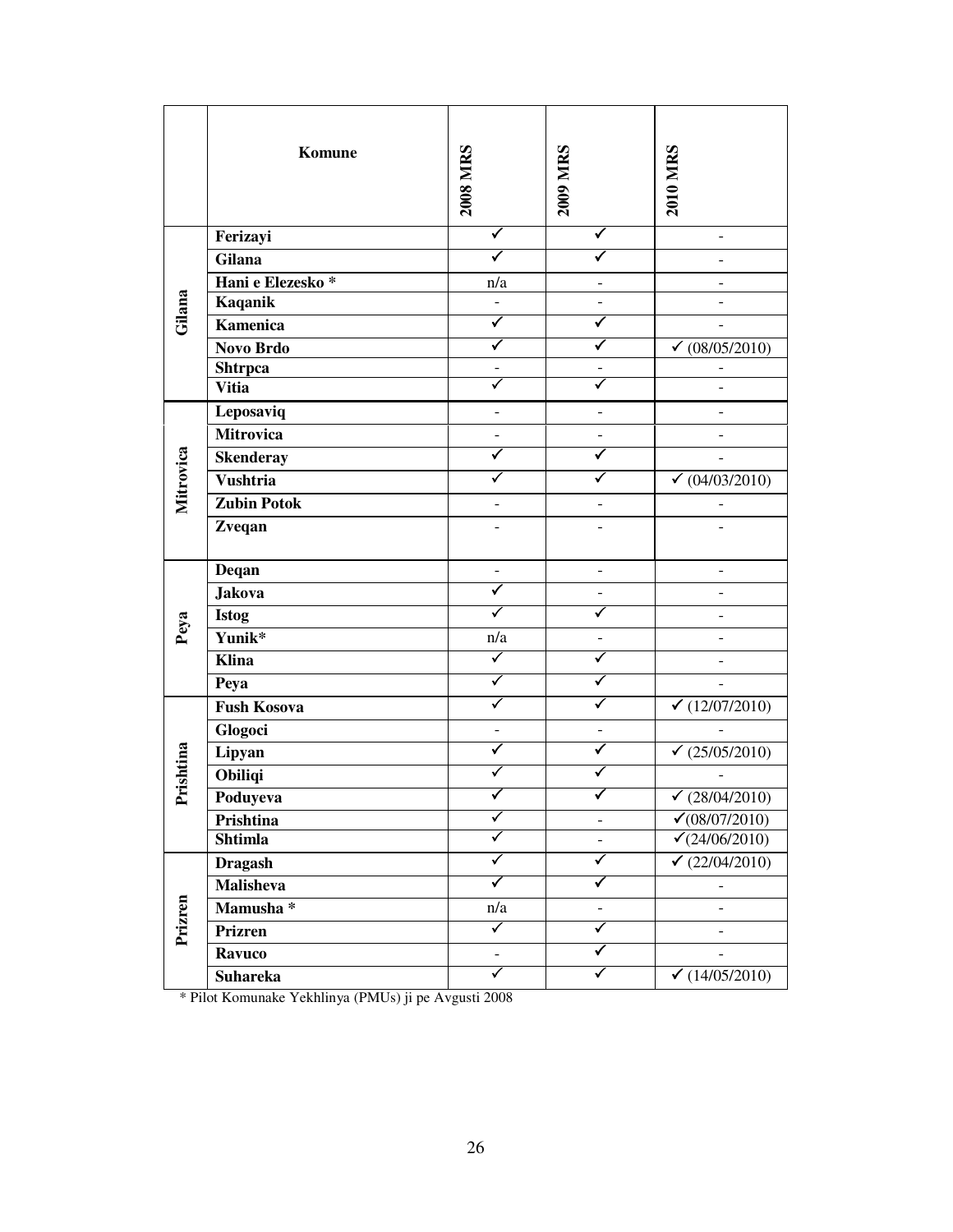| | Komune | 2008 MRS | 2009 MRS | 2010 MRS |
|---|---|---|---|---|
| Gilana | **Ferizayi** | ✓ | ✓ | - |
| | **Gilana** | ✓ | ✓ | - |
| | **Hani e Elezesko \*** | n/a | - | - |
| | **Kaqanik** | - | - | - |
| | **Kamenica** | ✓ | ✓ | - |
| | **Novo Brdo** | ✓ | ✓ | ✓ (08/05/2010) |
| | **Shtrpca** | - | - | - |
| | **Vitia** | ✓ | ✓ | - |
| Mitrovica | **Leposaviq** | - | - | - |
| | **Mitrovica** | - | - | - |
| | **Skenderay** | ✓ | ✓ | - |
| | **Vushtria** | ✓ | ✓ | ✓ (04/03/2010) |
| | **Zubin Potok** | - | - | - |
| | **Zveqan** | - | - | - |
| Peya | **Deqan** | - | - | - |
| | **Jakova** | ✓ | - | - |
| | **Istog** | ✓ | ✓ | - |
| | **Yunik\*** | n/a | - | - |
| | **Klina** | ✓ | ✓ | - |
| | **Peya** | ✓ | ✓ | - |
| Prishtina | **Fush Kosova** | ✓ | ✓ | ✓ (12/07/2010) |
| | **Glogoci** | - | - | - |
| | **Lipyan** | ✓ | ✓ | ✓ (25/05/2010) |
| | **Obiliqi** | ✓ | ✓ | - |
| | **Poduyeva** | ✓ | ✓ | ✓ (28/04/2010) |
| | **Prishtina** | ✓ | - | ✓(08/07/2010) |
| | **Shtimla** | ✓ | - | ✓(24/06/2010) |
| Prizren | **Dragash** | ✓ | ✓ | ✓ (22/04/2010) |
| | **Malisheva** | ✓ | ✓ | - |
| | **Mamusha \*** | n/a | - | - |
| | **Prizren** | ✓ | ✓ | - |
| | **Ravuco** | - | ✓ | - |
| | **Suhareka** | ✓ | ✓ | ✓ (14/05/2010) |

\* Pilot Komunake Yekhlinya (PMUs) ji pe Avgusti 2008